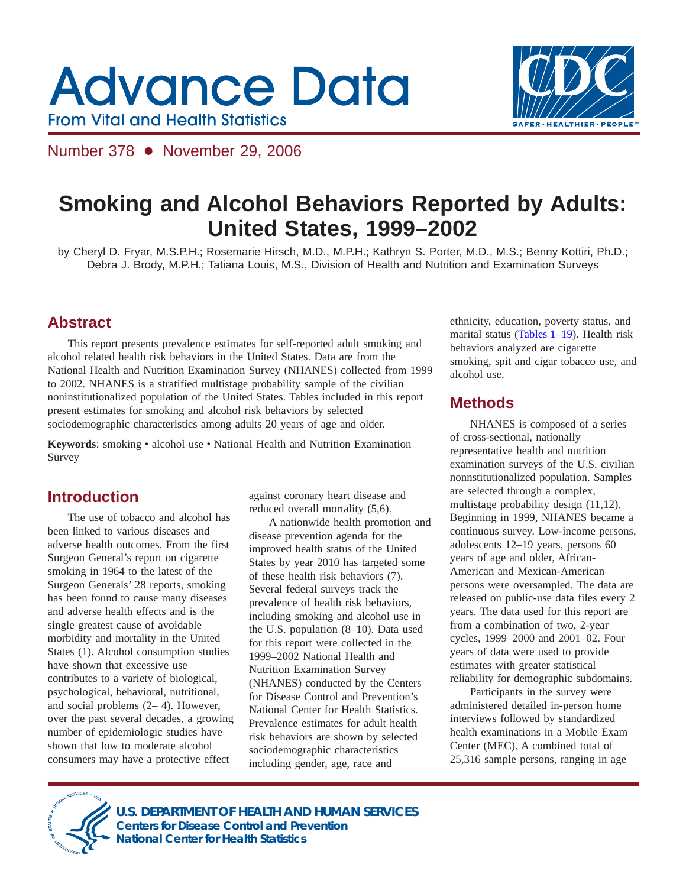# Advance Data

From Vital and Health Statistics

Number 378 • November 29, 2006

# Smoking and Alcohol Behaviors Reported by Adults: United States, 1999–2002

by Cheryl D. Fryar, M.S.P.H.; Rosemarie Hirsch, M.D., M.P.H.; Kathryn S. Porter, M.D., M.S.; Benny Kottiri, Ph.D.; Debra J. Brody, M.P.H.; Tatiana Louis, M.S., Division of Health and Nutrition and Examination Surveys

## Abstract

This report presents prevalence estimates for self-reported adult smoking and alcohol related health risk behaviors in the United States. Data are from the National Health and Nutrition Examination Survey (NHANES) collected from 1999 to 2002. NHANES is a stratified multistage probability sample of the civilian noninstitutionalized population of the United States. Tables included in this report present estimates for smoking and alcohol risk behaviors by selected sociodemographic characteristics among adults 20 years of age and older.

**Keywords**: smoking • alcohol use • National Health and Nutrition Examination Survey

## Introduction

The use of tobacco and alcohol has been linked to various diseases and adverse health outcomes. From the first Surgeon General's report on cigarette smoking in 1964 to the latest of the Surgeon Generals' 28 reports, smoking has been found to cause many diseases and adverse health effects and is the single greatest cause of avoidable morbidity and mortality in the United States (1). Alcohol consumption studies have shown that excessive use contributes to a variety of biological, psychological, behavioral, nutritional, and social problems (2– 4). However, over the past several decades, a growing number of epidemiologic studies have shown that low to moderate alcohol consumers may have a protective effect against coronary heart disease and reduced overall mortality (5,6).

A nationwide health promotion and disease prevention agenda for the improved health status of the United States by year 2010 has targeted some of these health risk behaviors (7). Several federal surveys track the prevalence of health risk behaviors, including smoking and alcohol use in the U.S. population (8–10). Data used for this report were collected in the 1999–2002 National Health and Nutrition Examination Survey (NHANES) conducted by the Centers for Disease Control and Prevention's National Center for Health Statistics. Prevalence estimates for adult health risk behaviors are shown by selected sociodemographic characteristics including gender, age, race and ethnicity, education, poverty status, and marital status (Tables 1–19). Health risk behaviors analyzed are cigarette smoking, spit and cigar tobacco use, and alcohol use.

## Methods

NHANES is composed of a series of cross-sectional, nationally representative health and nutrition examination surveys of the U.S. civilian nonnstitutionalized population. Samples are selected through a complex, multistage probability design (11,12). Beginning in 1999, NHANES became a continuous survey. Low-income persons, adolescents 12–19 years, persons 60 years of age and older, African-American and Mexican-American persons were oversampled. The data are released on public-use data files every 2 years. The data used for this report are from a combination of two, 2-year cycles, 1999–2000 and 2001–02. Four years of data were used to provide estimates with greater statistical reliability for demographic subdomains.

Participants in the survey were administered detailed in-person home interviews followed by standardized health examinations in a Mobile Exam Center (MEC). A combined total of 25,316 sample persons, ranging in age

U.S. DEPARTMENT OF HEALTH AND HUMAN SERVICES
Centers for Disease Control and Prevention
National Center for Health Statistics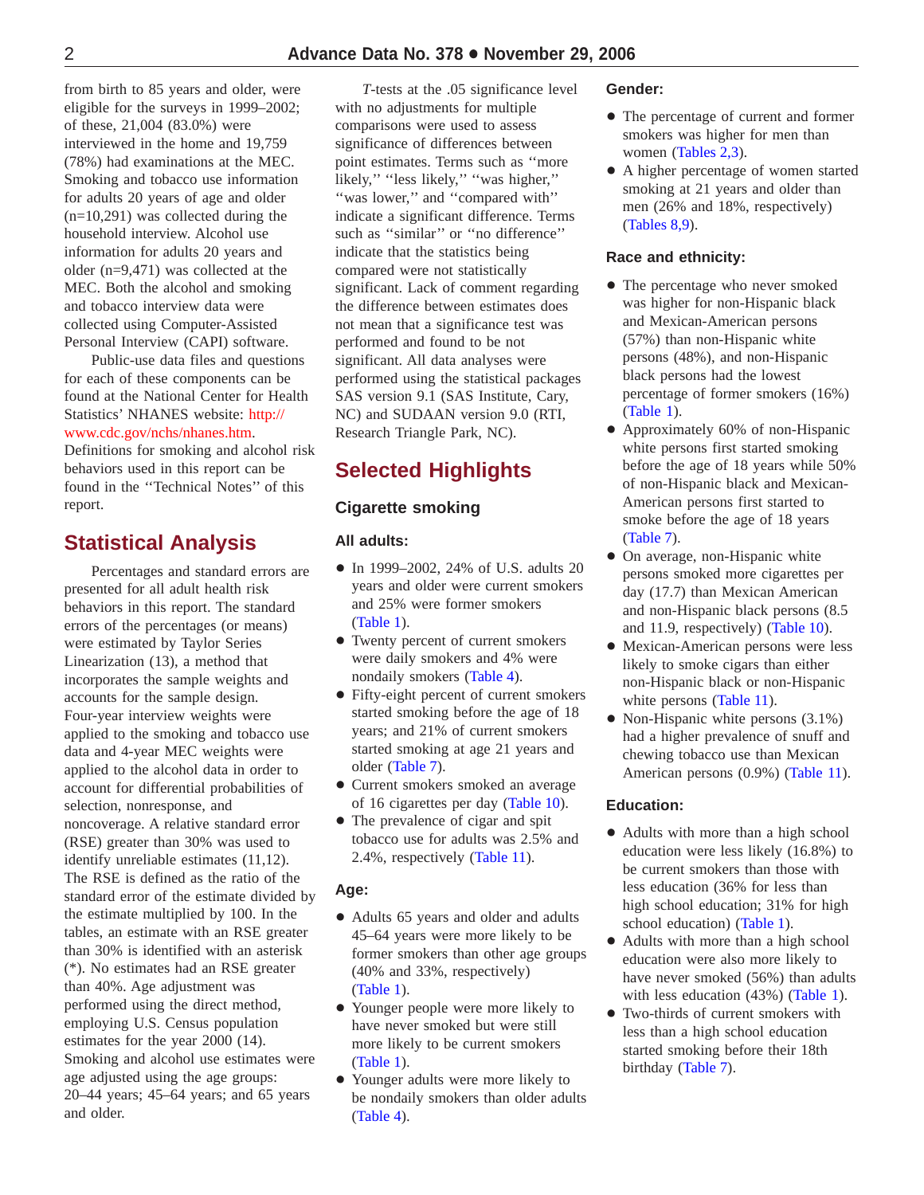from birth to 85 years and older, were eligible for the surveys in 1999–2002; of these, 21,004 (83.0%) were interviewed in the home and 19,759 (78%) had examinations at the MEC. Smoking and tobacco use information for adults 20 years of age and older (n=10,291) was collected during the household interview. Alcohol use information for adults 20 years and older (n=9,471) was collected at the MEC. Both the alcohol and smoking and tobacco interview data were collected using Computer-Assisted Personal Interview (CAPI) software.

Public-use data files and questions for each of these components can be found at the National Center for Health Statistics' NHANES website: http://www.cdc.gov/nchs/nhanes.htm. Definitions for smoking and alcohol risk behaviors used in this report can be found in the ''Technical Notes'' of this report.

## Statistical Analysis

Percentages and standard errors are presented for all adult health risk behaviors in this report. The standard errors of the percentages (or means) were estimated by Taylor Series Linearization (13), a method that incorporates the sample weights and accounts for the sample design. Four-year interview weights were applied to the smoking and tobacco use data and 4-year MEC weights were applied to the alcohol data in order to account for differential probabilities of selection, nonresponse, and noncoverage. A relative standard error (RSE) greater than 30% was used to identify unreliable estimates (11,12). The RSE is defined as the ratio of the standard error of the estimate divided by the estimate multiplied by 100. In the tables, an estimate with an RSE greater than 30% is identified with an asterisk (*). No estimates had an RSE greater than 40%. Age adjustment was performed using the direct method, employing U.S. Census population estimates for the year 2000 (14). Smoking and alcohol use estimates were age adjusted using the age groups: 20–44 years; 45–64 years; and 65 years and older.

*T*-tests at the .05 significance level with no adjustments for multiple comparisons were used to assess significance of differences between point estimates. Terms such as ''more likely,'' ''less likely,'' ''was higher,'' ''was lower,'' and ''compared with'' indicate a significant difference. Terms such as ''similar'' or ''no difference'' indicate that the statistics being compared were not statistically significant. Lack of comment regarding the difference between estimates does not mean that a significance test was performed and found to be not significant. All data analyses were performed using the statistical packages SAS version 9.1 (SAS Institute, Cary, NC) and SUDAAN version 9.0 (RTI, Research Triangle Park, NC).

## Selected Highlights

### Cigarette smoking

#### All adults:

- In 1999–2002, 24% of U.S. adults 20 years and older were current smokers and 25% were former smokers (Table 1).
- Twenty percent of current smokers were daily smokers and 4% were nondaily smokers (Table 4).
- Fifty-eight percent of current smokers started smoking before the age of 18 years; and 21% of current smokers started smoking at age 21 years and older (Table 7).
- Current smokers smoked an average of 16 cigarettes per day (Table 10).
- The prevalence of cigar and spit tobacco use for adults was 2.5% and 2.4%, respectively (Table 11).

#### Age:

- Adults 65 years and older and adults 45–64 years were more likely to be former smokers than other age groups (40% and 33%, respectively) (Table 1).
- Younger people were more likely to have never smoked but were still more likely to be current smokers (Table 1).
- Younger adults were more likely to be nondaily smokers than older adults (Table 4).

#### Gender:

- The percentage of current and former smokers was higher for men than women (Tables 2,3).
- A higher percentage of women started smoking at 21 years and older than men (26% and 18%, respectively) (Tables 8,9).

#### Race and ethnicity:

- The percentage who never smoked was higher for non-Hispanic black and Mexican-American persons (57%) than non-Hispanic white persons (48%), and non-Hispanic black persons had the lowest percentage of former smokers (16%) (Table 1).
- Approximately 60% of non-Hispanic white persons first started smoking before the age of 18 years while 50% of non-Hispanic black and Mexican-American persons first started to smoke before the age of 18 years (Table 7).
- On average, non-Hispanic white persons smoked more cigarettes per day (17.7) than Mexican American and non-Hispanic black persons (8.5 and 11.9, respectively) (Table 10).
- Mexican-American persons were less likely to smoke cigars than either non-Hispanic black or non-Hispanic white persons (Table 11).
- Non-Hispanic white persons (3.1%) had a higher prevalence of snuff and chewing tobacco use than Mexican American persons (0.9%) (Table 11).

#### Education:

- Adults with more than a high school education were less likely (16.8%) to be current smokers than those with less education (36% for less than high school education; 31% for high school education) (Table 1).
- Adults with more than a high school education were also more likely to have never smoked (56%) than adults with less education (43%) (Table 1).
- Two-thirds of current smokers with less than a high school education started smoking before their 18th birthday (Table 7).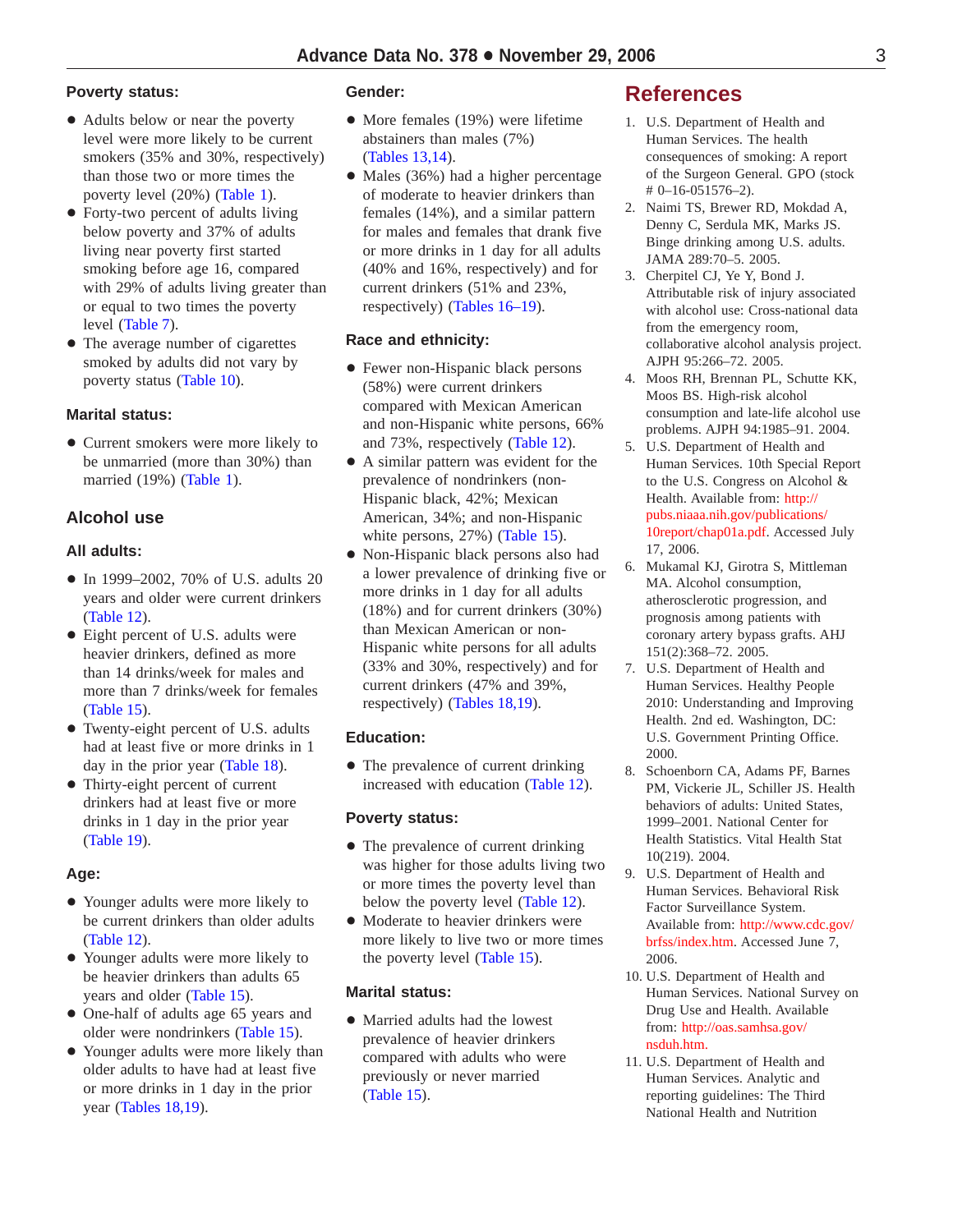### Poverty status:

- Adults below or near the poverty level were more likely to be current smokers (35% and 30%, respectively) than those two or more times the poverty level (20%) (Table 1).
- Forty-two percent of adults living below poverty and 37% of adults living near poverty first started smoking before age 16, compared with 29% of adults living greater than or equal to two times the poverty level (Table 7).
- The average number of cigarettes smoked by adults did not vary by poverty status (Table 10).

### Marital status:

- Current smokers were more likely to be unmarried (more than 30%) than married (19%) (Table 1).

## Alcohol use

### All adults:

- In 1999–2002, 70% of U.S. adults 20 years and older were current drinkers (Table 12).
- Eight percent of U.S. adults were heavier drinkers, defined as more than 14 drinks/week for males and more than 7 drinks/week for females (Table 15).
- Twenty-eight percent of U.S. adults had at least five or more drinks in 1 day in the prior year (Table 18).
- Thirty-eight percent of current drinkers had at least five or more drinks in 1 day in the prior year (Table 19).

### Age:

- Younger adults were more likely to be current drinkers than older adults (Table 12).
- Younger adults were more likely to be heavier drinkers than adults 65 years and older (Table 15).
- One-half of adults age 65 years and older were nondrinkers (Table 15).
- Younger adults were more likely than older adults to have had at least five or more drinks in 1 day in the prior year (Tables 18,19).

### Gender:

- More females (19%) were lifetime abstainers than males (7%) (Tables 13,14).
- Males (36%) had a higher percentage of moderate to heavier drinkers than females (14%), and a similar pattern for males and females that drank five or more drinks in 1 day for all adults (40% and 16%, respectively) and for current drinkers (51% and 23%, respectively) (Tables 16–19).

### Race and ethnicity:

- Fewer non-Hispanic black persons (58%) were current drinkers compared with Mexican American and non-Hispanic white persons, 66% and 73%, respectively (Table 12).
- A similar pattern was evident for the prevalence of nondrinkers (non-Hispanic black, 42%; Mexican American, 34%; and non-Hispanic white persons, 27%) (Table 15).
- Non-Hispanic black persons also had a lower prevalence of drinking five or more drinks in 1 day for all adults (18%) and for current drinkers (30%) than Mexican American or non-Hispanic white persons for all adults (33% and 30%, respectively) and for current drinkers (47% and 39%, respectively) (Tables 18,19).

### Education:

- The prevalence of current drinking increased with education (Table 12).

### Poverty status:

- The prevalence of current drinking was higher for those adults living two or more times the poverty level than below the poverty level (Table 12).
- Moderate to heavier drinkers were more likely to live two or more times the poverty level (Table 15).

### Marital status:

- Married adults had the lowest prevalence of heavier drinkers compared with adults who were previously or never married (Table 15).

# References

1. U.S. Department of Health and Human Services. The health consequences of smoking: A report of the Surgeon General. GPO (stock # 0–16-051576–2).
2. Naimi TS, Brewer RD, Mokdad A, Denny C, Serdula MK, Marks JS. Binge drinking among U.S. adults. JAMA 289:70–5. 2005.
3. Cherpitel CJ, Ye Y, Bond J. Attributable risk of injury associated with alcohol use: Cross-national data from the emergency room, collaborative alcohol analysis project. AJPH 95:266–72. 2005.
4. Moos RH, Brennan PL, Schutte KK, Moos BS. High-risk alcohol consumption and late-life alcohol use problems. AJPH 94:1985–91. 2004.
5. U.S. Department of Health and Human Services. 10th Special Report to the U.S. Congress on Alcohol & Health. Available from: http://pubs.niaaa.nih.gov/publications/10report/chap01a.pdf. Accessed July 17, 2006.
6. Mukamal KJ, Girotra S, Mittleman MA. Alcohol consumption, atherosclerotic progression, and prognosis among patients with coronary artery bypass grafts. AHJ 151(2):368–72. 2005.
7. U.S. Department of Health and Human Services. Healthy People 2010: Understanding and Improving Health. 2nd ed. Washington, DC: U.S. Government Printing Office. 2000.
8. Schoenborn CA, Adams PF, Barnes PM, Vickerie JL, Schiller JS. Health behaviors of adults: United States, 1999–2001. National Center for Health Statistics. Vital Health Stat 10(219). 2004.
9. U.S. Department of Health and Human Services. Behavioral Risk Factor Surveillance System. Available from: http://www.cdc.gov/brfss/index.htm. Accessed June 7, 2006.
10. U.S. Department of Health and Human Services. National Survey on Drug Use and Health. Available from: http://oas.samhsa.gov/nsduh.htm.
11. U.S. Department of Health and Human Services. Analytic and reporting guidelines: The Third National Health and Nutrition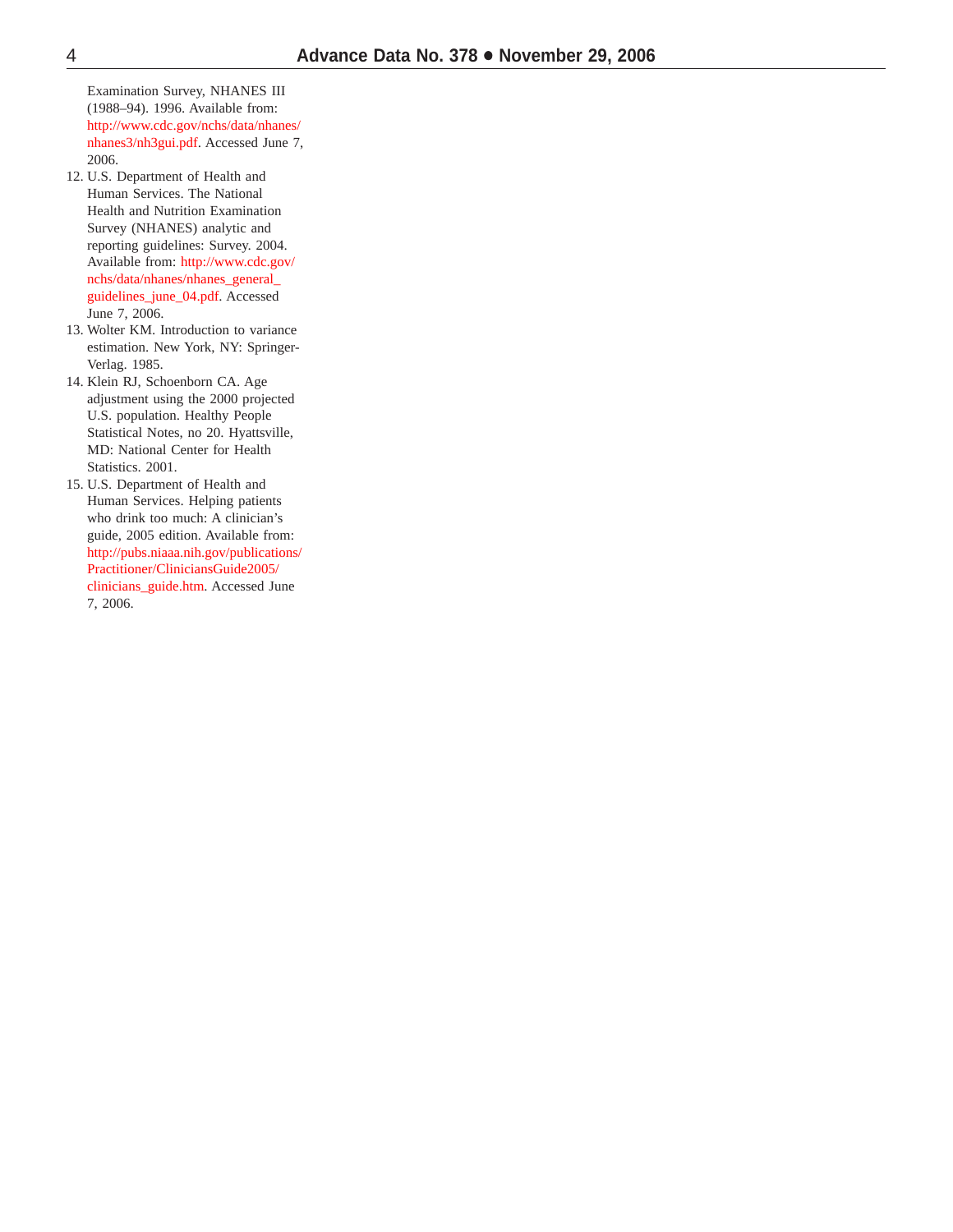Examination Survey, NHANES III (1988–94). 1996. Available from: http://www.cdc.gov/nchs/data/nhanes/nhanes3/nh3gui.pdf. Accessed June 7, 2006.

12. U.S. Department of Health and Human Services. The National Health and Nutrition Examination Survey (NHANES) analytic and reporting guidelines: Survey. 2004. Available from: http://www.cdc.gov/nchs/data/nhanes/nhanes_general_guidelines_june_04.pdf. Accessed June 7, 2006.
13. Wolter KM. Introduction to variance estimation. New York, NY: Springer-Verlag. 1985.
14. Klein RJ, Schoenborn CA. Age adjustment using the 2000 projected U.S. population. Healthy People Statistical Notes, no 20. Hyattsville, MD: National Center for Health Statistics. 2001.
15. U.S. Department of Health and Human Services. Helping patients who drink too much: A clinician's guide, 2005 edition. Available from: http://pubs.niaaa.nih.gov/publications/Practitioner/CliniciansGuide2005/clinicians_guide.htm. Accessed June 7, 2006.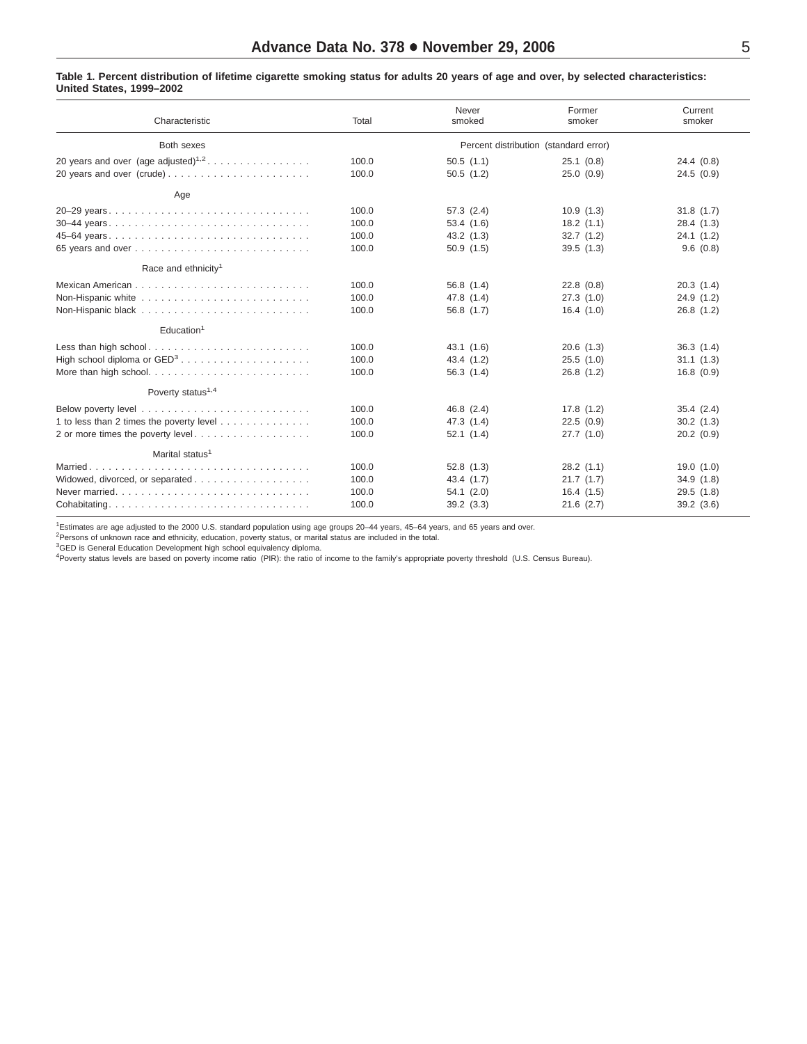**Table 1. Percent distribution of lifetime cigarette smoking status for adults 20 years of age and over, by selected characteristics: United States, 1999–2002**

| Characteristic | Total | Never smoked | Former smoker | Current smoker |
|---|---|---|---|---|
| **Both sexes** | | Percent distribution (standard error) | | |
| 20 years and over (age adjusted)[1,2] | 100.0 | 50.5 (1.1) | 25.1 (0.8) | 24.4 (0.8) |
| 20 years and over (crude) | 100.0 | 50.5 (1.2) | 25.0 (0.9) | 24.5 (0.9) |
| **Age** | | | | |
| 20–29 years | 100.0 | 57.3 (2.4) | 10.9 (1.3) | 31.8 (1.7) |
| 30–44 years | 100.0 | 53.4 (1.6) | 18.2 (1.1) | 28.4 (1.3) |
| 45–64 years | 100.0 | 43.2 (1.3) | 32.7 (1.2) | 24.1 (1.2) |
| 65 years and over | 100.0 | 50.9 (1.5) | 39.5 (1.3) | 9.6 (0.8) |
| **Race and ethnicity[1]** | | | | |
| Mexican American | 100.0 | 56.8 (1.4) | 22.8 (0.8) | 20.3 (1.4) |
| Non-Hispanic white | 100.0 | 47.8 (1.4) | 27.3 (1.0) | 24.9 (1.2) |
| Non-Hispanic black | 100.0 | 56.8 (1.7) | 16.4 (1.0) | 26.8 (1.2) |
| **Education[1]** | | | | |
| Less than high school | 100.0 | 43.1 (1.6) | 20.6 (1.3) | 36.3 (1.4) |
| High school diploma or GED[3] | 100.0 | 43.4 (1.2) | 25.5 (1.0) | 31.1 (1.3) |
| More than high school | 100.0 | 56.3 (1.4) | 26.8 (1.2) | 16.8 (0.9) |
| **Poverty status[1,4]** | | | | |
| Below poverty level | 100.0 | 46.8 (2.4) | 17.8 (1.2) | 35.4 (2.4) |
| 1 to less than 2 times the poverty level | 100.0 | 47.3 (1.4) | 22.5 (0.9) | 30.2 (1.3) |
| 2 or more times the poverty level | 100.0 | 52.1 (1.4) | 27.7 (1.0) | 20.2 (0.9) |
| **Marital status[1]** | | | | |
| Married | 100.0 | 52.8 (1.3) | 28.2 (1.1) | 19.0 (1.0) |
| Widowed, divorced, or separated | 100.0 | 43.4 (1.7) | 21.7 (1.7) | 34.9 (1.8) |
| Never married | 100.0 | 54.1 (2.0) | 16.4 (1.5) | 29.5 (1.8) |
| Cohabitating | 100.0 | 39.2 (3.3) | 21.6 (2.7) | 39.2 (3.6) |

[1]Estimates are age adjusted to the 2000 U.S. standard population using age groups 20–44 years, 45–64 years, and 65 years and over.
[2]Persons of unknown race and ethnicity, education, poverty status, or marital status are included in the total.
[3]GED is General Education Development high school equivalency diploma.
[4]Poverty status levels are based on poverty income ratio (PIR): the ratio of income to the family's appropriate poverty threshold (U.S. Census Bureau).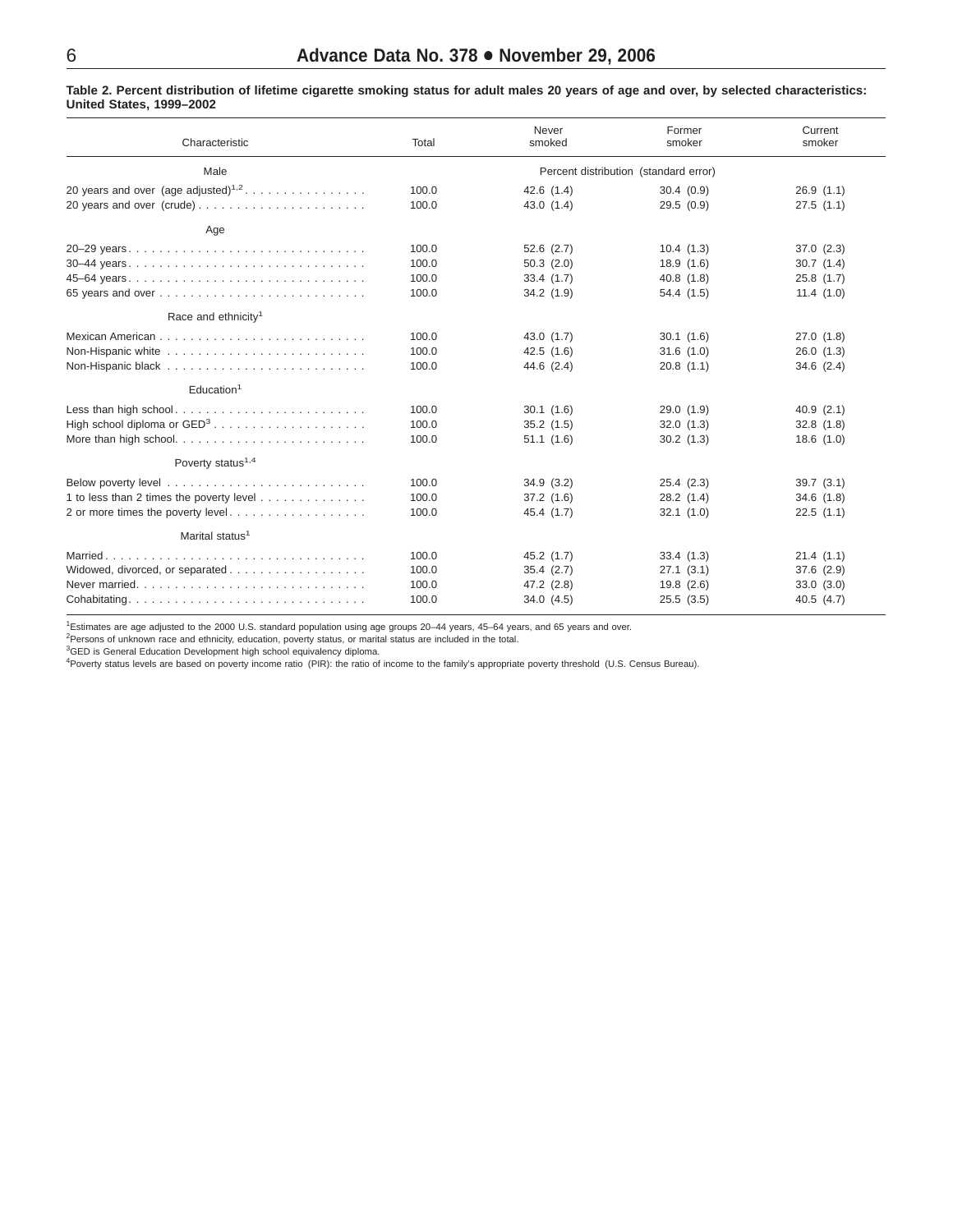**Table 2. Percent distribution of lifetime cigarette smoking status for adult males 20 years of age and over, by selected characteristics: United States, 1999–2002**

| Characteristic | Total | Never smoked | Former smoker | Current smoker |
|---|---|---|---|---|
| Male | | Percent distribution (standard error) | | |
| 20 years and over (age adjusted)[1,2] | 100.0 | 42.6 (1.4) | 30.4 (0.9) | 26.9 (1.1) |
| 20 years and over (crude) | 100.0 | 43.0 (1.4) | 29.5 (0.9) | 27.5 (1.1) |
| Age | | | | |
| 20–29 years | 100.0 | 52.6 (2.7) | 10.4 (1.3) | 37.0 (2.3) |
| 30–44 years | 100.0 | 50.3 (2.0) | 18.9 (1.6) | 30.7 (1.4) |
| 45–64 years | 100.0 | 33.4 (1.7) | 40.8 (1.8) | 25.8 (1.7) |
| 65 years and over | 100.0 | 34.2 (1.9) | 54.4 (1.5) | 11.4 (1.0) |
| Race and ethnicity[1] | | | | |
| Mexican American | 100.0 | 43.0 (1.7) | 30.1 (1.6) | 27.0 (1.8) |
| Non-Hispanic white | 100.0 | 42.5 (1.6) | 31.6 (1.0) | 26.0 (1.3) |
| Non-Hispanic black | 100.0 | 44.6 (2.4) | 20.8 (1.1) | 34.6 (2.4) |
| Education[1] | | | | |
| Less than high school | 100.0 | 30.1 (1.6) | 29.0 (1.9) | 40.9 (2.1) |
| High school diploma or GED[3] | 100.0 | 35.2 (1.5) | 32.0 (1.3) | 32.8 (1.8) |
| More than high school | 100.0 | 51.1 (1.6) | 30.2 (1.3) | 18.6 (1.0) |
| Poverty status[1,4] | | | | |
| Below poverty level | 100.0 | 34.9 (3.2) | 25.4 (2.3) | 39.7 (3.1) |
| 1 to less than 2 times the poverty level | 100.0 | 37.2 (1.6) | 28.2 (1.4) | 34.6 (1.8) |
| 2 or more times the poverty level | 100.0 | 45.4 (1.7) | 32.1 (1.0) | 22.5 (1.1) |
| Marital status[1] | | | | |
| Married | 100.0 | 45.2 (1.7) | 33.4 (1.3) | 21.4 (1.1) |
| Widowed, divorced, or separated | 100.0 | 35.4 (2.7) | 27.1 (3.1) | 37.6 (2.9) |
| Never married | 100.0 | 47.2 (2.8) | 19.8 (2.6) | 33.0 (3.0) |
| Cohabitating | 100.0 | 34.0 (4.5) | 25.5 (3.5) | 40.5 (4.7) |

[1]Estimates are age adjusted to the 2000 U.S. standard population using age groups 20–44 years, 45–64 years, and 65 years and over.
[2]Persons of unknown race and ethnicity, education, poverty status, or marital status are included in the total.
[3]GED is General Education Development high school equivalency diploma.
[4]Poverty status levels are based on poverty income ratio (PIR): the ratio of income to the family's appropriate poverty threshold (U.S. Census Bureau).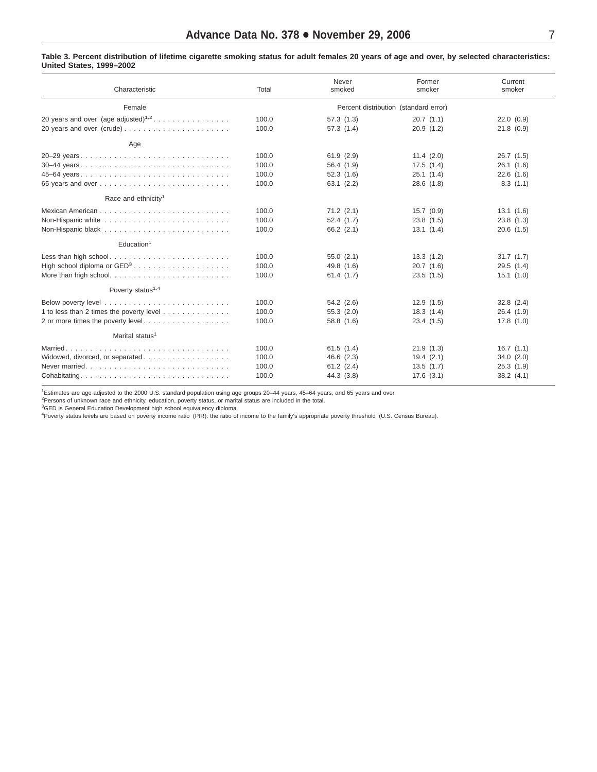**Table 3. Percent distribution of lifetime cigarette smoking status for adult females 20 years of age and over, by selected characteristics: United States, 1999–2002**

| Characteristic | Total | Never smoked | Former smoker | Current smoker |
|---|---|---|---|---|
| Female | | Percent distribution (standard error) | | |
| 20 years and over (age adjusted)[1,2] | 100.0 | 57.3 (1.3) | 20.7 (1.1) | 22.0 (0.9) |
| 20 years and over (crude) | 100.0 | 57.3 (1.4) | 20.9 (1.2) | 21.8 (0.9) |
| Age | | | | |
| 20–29 years | 100.0 | 61.9 (2.9) | 11.4 (2.0) | 26.7 (1.5) |
| 30–44 years | 100.0 | 56.4 (1.9) | 17.5 (1.4) | 26.1 (1.6) |
| 45–64 years | 100.0 | 52.3 (1.6) | 25.1 (1.4) | 22.6 (1.6) |
| 65 years and over | 100.0 | 63.1 (2.2) | 28.6 (1.8) | 8.3 (1.1) |
| Race and ethnicity[1] | | | | |
| Mexican American | 100.0 | 71.2 (2.1) | 15.7 (0.9) | 13.1 (1.6) |
| Non-Hispanic white | 100.0 | 52.4 (1.7) | 23.8 (1.5) | 23.8 (1.3) |
| Non-Hispanic black | 100.0 | 66.2 (2.1) | 13.1 (1.4) | 20.6 (1.5) |
| Education[1] | | | | |
| Less than high school | 100.0 | 55.0 (2.1) | 13.3 (1.2) | 31.7 (1.7) |
| High school diploma or GED[3] | 100.0 | 49.8 (1.6) | 20.7 (1.6) | 29.5 (1.4) |
| More than high school | 100.0 | 61.4 (1.7) | 23.5 (1.5) | 15.1 (1.0) |
| Poverty status[1,4] | | | | |
| Below poverty level | 100.0 | 54.2 (2.6) | 12.9 (1.5) | 32.8 (2.4) |
| 1 to less than 2 times the poverty level | 100.0 | 55.3 (2.0) | 18.3 (1.4) | 26.4 (1.9) |
| 2 or more times the poverty level | 100.0 | 58.8 (1.6) | 23.4 (1.5) | 17.8 (1.0) |
| Marital status[1] | | | | |
| Married | 100.0 | 61.5 (1.4) | 21.9 (1.3) | 16.7 (1.1) |
| Widowed, divorced, or separated | 100.0 | 46.6 (2.3) | 19.4 (2.1) | 34.0 (2.0) |
| Never married | 100.0 | 61.2 (2.4) | 13.5 (1.7) | 25.3 (1.9) |
| Cohabitating | 100.0 | 44.3 (3.8) | 17.6 (3.1) | 38.2 (4.1) |

[1]Estimates are age adjusted to the 2000 U.S. standard population using age groups 20–44 years, 45–64 years, and 65 years and over.
[2]Persons of unknown race and ethnicity, education, poverty status, or marital status are included in the total.
[3]GED is General Education Development high school equivalency diploma.
[4]Poverty status levels are based on poverty income ratio (PIR): the ratio of income to the family's appropriate poverty threshold (U.S. Census Bureau).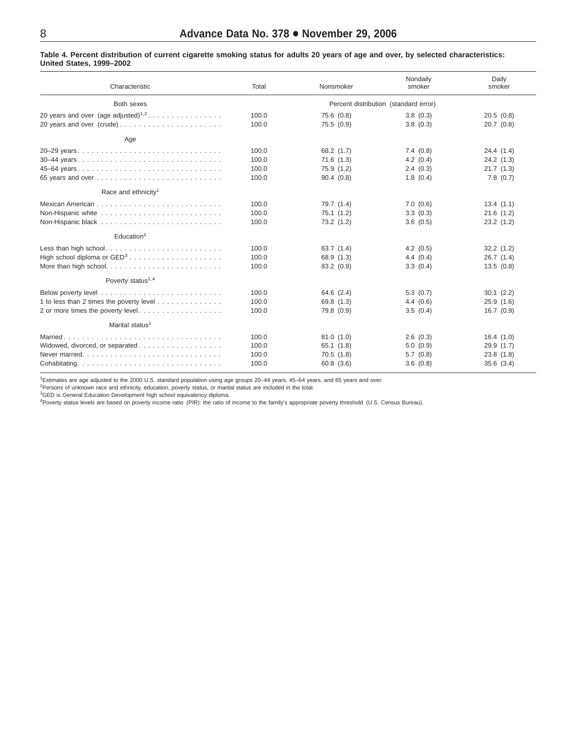**Table 4. Percent distribution of current cigarette smoking status for adults 20 years of age and over, by selected characteristics: United States, 1999–2002**

| Characteristic | Total | Nonsmoker | Nondaily smoker | Daily smoker |
|---|---|---|---|---|
| **Both sexes** | | Percent distribution (standard error) | | |
| 20 years and over (age adjusted)[1,2] | 100.0 | 75.6 (0.8) | 3.8 (0.3) | 20.5 (0.8) |
| 20 years and over (crude) | 100.0 | 75.5 (0.9) | 3.8 (0.3) | 20.7 (0.8) |
| **Age** | | | | |
| 20–29 years | 100.0 | 68.2 (1.7) | 7.4 (0.8) | 24.4 (1.4) |
| 30–44 years | 100.0 | 71.6 (1.3) | 4.2 (0.4) | 24.2 (1.3) |
| 45–64 years | 100.0 | 75.9 (1.2) | 2.4 (0.3) | 21.7 (1.3) |
| 65 years and over | 100.0 | 90.4 (0.8) | 1.8 (0.4) | 7.8 (0.7) |
| **Race and ethnicity[1]** | | | | |
| Mexican American | 100.0 | 79.7 (1.4) | 7.0 (0.6) | 13.4 (1.1) |
| Non-Hispanic white | 100.0 | 75.1 (1.2) | 3.3 (0.3) | 21.6 (1.2) |
| Non-Hispanic black | 100.0 | 73.2 (1.2) | 3.6 (0.5) | 23.2 (1.2) |
| **Education[1]** | | | | |
| Less than high school | 100.0 | 63.7 (1.4) | 4.2 (0.5) | 32.2 (1.2) |
| High school diploma or GED[3] | 100.0 | 68.9 (1.3) | 4.4 (0.4) | 26.7 (1.4) |
| More than high school | 100.0 | 83.2 (0.9) | 3.3 (0.4) | 13.5 (0.8) |
| **Poverty status[1,4]** | | | | |
| Below poverty level | 100.0 | 64.6 (2.4) | 5.3 (0.7) | 30.1 (2.2) |
| 1 to less than 2 times the poverty level | 100.0 | 69.8 (1.3) | 4.4 (0.6) | 25.9 (1.6) |
| 2 or more times the poverty level | 100.0 | 79.8 (0.9) | 3.5 (0.4) | 16.7 (0.9) |
| **Marital status[1]** | | | | |
| Married | 100.0 | 81.0 (1.0) | 2.6 (0.3) | 16.4 (1.0) |
| Widowed, divorced, or separated | 100.0 | 65.1 (1.8) | 5.0 (0.9) | 29.9 (1.7) |
| Never married | 100.0 | 70.5 (1.8) | 5.7 (0.8) | 23.8 (1.8) |
| Cohabitating | 100.0 | 60.8 (3.6) | 3.6 (0.8) | 35.6 (3.4) |

[1]Estimates are age adjusted to the 2000 U.S. standard population using age groups 20–44 years, 45–64 years, and 65 years and over.
[2]Persons of unknown race and ethnicity, education, poverty status, or marital status are included in the total.
[3]GED is General Education Development high school equivalency diploma.
[4]Poverty status levels are based on poverty income ratio (PIR): the ratio of income to the family's appropriate poverty threshold (U.S. Census Bureau).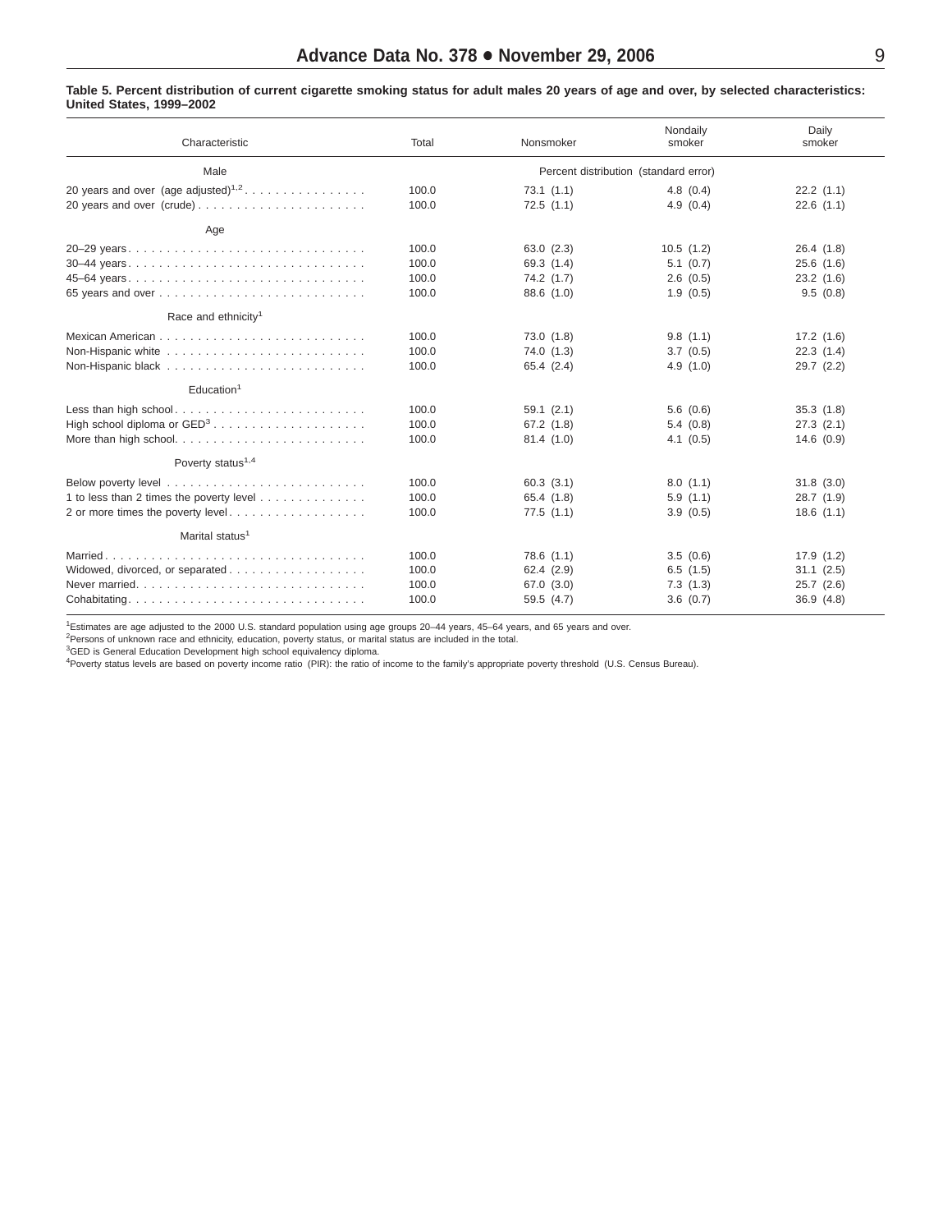**Table 5. Percent distribution of current cigarette smoking status for adult males 20 years of age and over, by selected characteristics: United States, 1999–2002**

| Characteristic | Total | Nonsmoker | Nondaily smoker | Daily smoker |
|---|---|---|---|---|
| **Male** | | Percent distribution (standard error) | | |
| 20 years and over (age adjusted)[1,2] | 100.0 | 73.1 (1.1) | 4.8 (0.4) | 22.2 (1.1) |
| 20 years and over (crude) | 100.0 | 72.5 (1.1) | 4.9 (0.4) | 22.6 (1.1) |
| **Age** | | | | |
| 20–29 years | 100.0 | 63.0 (2.3) | 10.5 (1.2) | 26.4 (1.8) |
| 30–44 years | 100.0 | 69.3 (1.4) | 5.1 (0.7) | 25.6 (1.6) |
| 45–64 years | 100.0 | 74.2 (1.7) | 2.6 (0.5) | 23.2 (1.6) |
| 65 years and over | 100.0 | 88.6 (1.0) | 1.9 (0.5) | 9.5 (0.8) |
| **Race and ethnicity[1]** | | | | |
| Mexican American | 100.0 | 73.0 (1.8) | 9.8 (1.1) | 17.2 (1.6) |
| Non-Hispanic white | 100.0 | 74.0 (1.3) | 3.7 (0.5) | 22.3 (1.4) |
| Non-Hispanic black | 100.0 | 65.4 (2.4) | 4.9 (1.0) | 29.7 (2.2) |
| **Education[1]** | | | | |
| Less than high school | 100.0 | 59.1 (2.1) | 5.6 (0.6) | 35.3 (1.8) |
| High school diploma or GED[3] | 100.0 | 67.2 (1.8) | 5.4 (0.8) | 27.3 (2.1) |
| More than high school | 100.0 | 81.4 (1.0) | 4.1 (0.5) | 14.6 (0.9) |
| **Poverty status[1,4]** | | | | |
| Below poverty level | 100.0 | 60.3 (3.1) | 8.0 (1.1) | 31.8 (3.0) |
| 1 to less than 2 times the poverty level | 100.0 | 65.4 (1.8) | 5.9 (1.1) | 28.7 (1.9) |
| 2 or more times the poverty level | 100.0 | 77.5 (1.1) | 3.9 (0.5) | 18.6 (1.1) |
| **Marital status[1]** | | | | |
| Married | 100.0 | 78.6 (1.1) | 3.5 (0.6) | 17.9 (1.2) |
| Widowed, divorced, or separated | 100.0 | 62.4 (2.9) | 6.5 (1.5) | 31.1 (2.5) |
| Never married | 100.0 | 67.0 (3.0) | 7.3 (1.3) | 25.7 (2.6) |
| Cohabitating | 100.0 | 59.5 (4.7) | 3.6 (0.7) | 36.9 (4.8) |

[1]Estimates are age adjusted to the 2000 U.S. standard population using age groups 20–44 years, 45–64 years, and 65 years and over.
[2]Persons of unknown race and ethnicity, education, poverty status, or marital status are included in the total.
[3]GED is General Education Development high school equivalency diploma.
[4]Poverty status levels are based on poverty income ratio (PIR): the ratio of income to the family's appropriate poverty threshold (U.S. Census Bureau).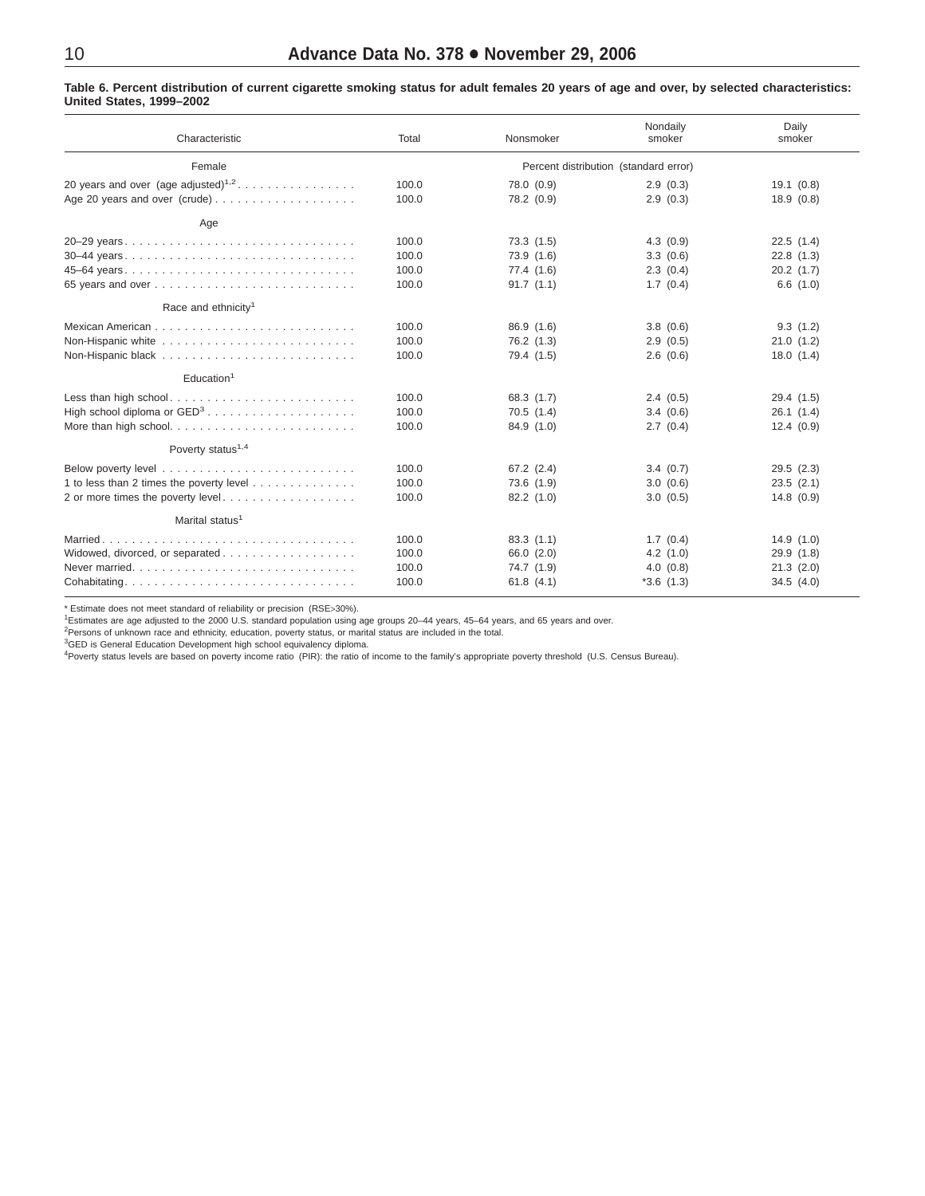**Table 6. Percent distribution of current cigarette smoking status for adult females 20 years of age and over, by selected characteristics: United States, 1999–2002**

| Characteristic | Total | Nonsmoker | Nondaily smoker | Daily smoker |
|---|---|---|---|---|
| Female | | Percent distribution (standard error) | | |
| 20 years and over (age adjusted)[1,2] | 100.0 | 78.0 (0.9) | 2.9 (0.3) | 19.1 (0.8) |
| Age 20 years and over (crude) | 100.0 | 78.2 (0.9) | 2.9 (0.3) | 18.9 (0.8) |
| **Age** | | | | |
| 20–29 years | 100.0 | 73.3 (1.5) | 4.3 (0.9) | 22.5 (1.4) |
| 30–44 years | 100.0 | 73.9 (1.6) | 3.3 (0.6) | 22.8 (1.3) |
| 45–64 years | 100.0 | 77.4 (1.6) | 2.3 (0.4) | 20.2 (1.7) |
| 65 years and over | 100.0 | 91.7 (1.1) | 1.7 (0.4) | 6.6 (1.0) |
| **Race and ethnicity[1]** | | | | |
| Mexican American | 100.0 | 86.9 (1.6) | 3.8 (0.6) | 9.3 (1.2) |
| Non-Hispanic white | 100.0 | 76.2 (1.3) | 2.9 (0.5) | 21.0 (1.2) |
| Non-Hispanic black | 100.0 | 79.4 (1.5) | 2.6 (0.6) | 18.0 (1.4) |
| **Education[1]** | | | | |
| Less than high school | 100.0 | 68.3 (1.7) | 2.4 (0.5) | 29.4 (1.5) |
| High school diploma or GED[3] | 100.0 | 70.5 (1.4) | 3.4 (0.6) | 26.1 (1.4) |
| More than high school | 100.0 | 84.9 (1.0) | 2.7 (0.4) | 12.4 (0.9) |
| **Poverty status[1,4]** | | | | |
| Below poverty level | 100.0 | 67.2 (2.4) | 3.4 (0.7) | 29.5 (2.3) |
| 1 to less than 2 times the poverty level | 100.0 | 73.6 (1.9) | 3.0 (0.6) | 23.5 (2.1) |
| 2 or more times the poverty level | 100.0 | 82.2 (1.0) | 3.0 (0.5) | 14.8 (0.9) |
| **Marital status[1]** | | | | |
| Married | 100.0 | 83.3 (1.1) | 1.7 (0.4) | 14.9 (1.0) |
| Widowed, divorced, or separated | 100.0 | 66.0 (2.0) | 4.2 (1.0) | 29.9 (1.8) |
| Never married | 100.0 | 74.7 (1.9) | 4.0 (0.8) | 21.3 (2.0) |
| Cohabitating | 100.0 | 61.8 (4.1) | *3.6 (1.3) | 34.5 (4.0) |

* Estimate does not meet standard of reliability or precision (RSE>30%).
[1]Estimates are age adjusted to the 2000 U.S. standard population using age groups 20–44 years, 45–64 years, and 65 years and over.
[2]Persons of unknown race and ethnicity, education, poverty status, or marital status are included in the total.
[3]GED is General Education Development high school equivalency diploma.
[4]Poverty status levels are based on poverty income ratio (PIR): the ratio of income to the family's appropriate poverty threshold (U.S. Census Bureau).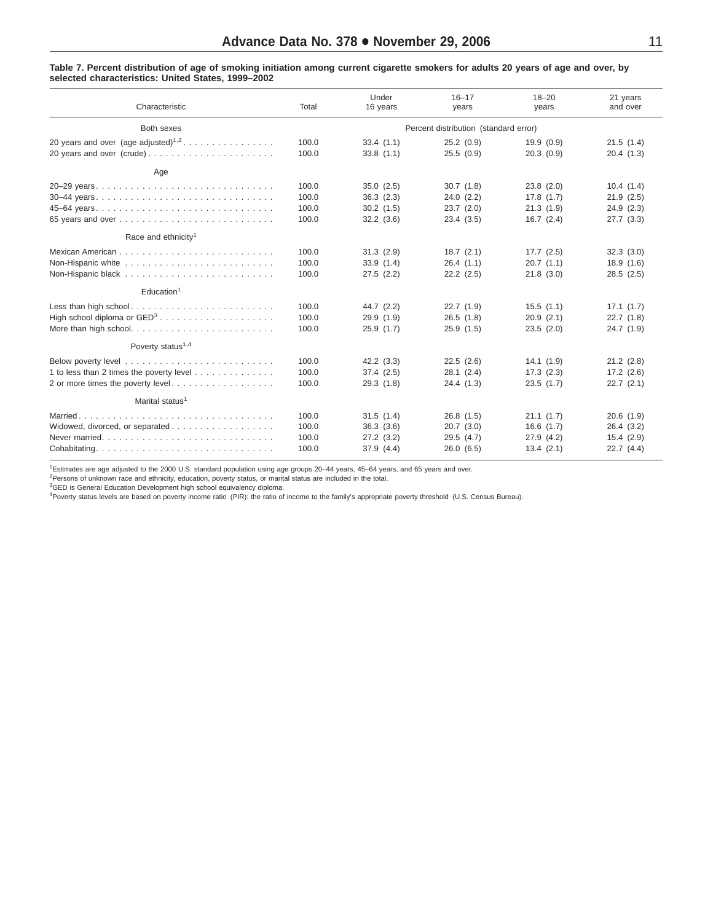**Table 7. Percent distribution of age of smoking initiation among current cigarette smokers for adults 20 years of age and over, by selected characteristics: United States, 1999–2002**

| Characteristic | Total | Under 16 years | 16–17 years | 18–20 years | 21 years and over |
|---|---|---|---|---|---|
| Both sexes | | Percent distribution (standard error) | | | |
| 20 years and over (age adjusted)[1,2] | 100.0 | 33.4 (1.1) | 25.2 (0.9) | 19.9 (0.9) | 21.5 (1.4) |
| 20 years and over (crude) | 100.0 | 33.8 (1.1) | 25.5 (0.9) | 20.3 (0.9) | 20.4 (1.3) |
| Age | | | | | |
| 20–29 years | 100.0 | 35.0 (2.5) | 30.7 (1.8) | 23.8 (2.0) | 10.4 (1.4) |
| 30–44 years | 100.0 | 36.3 (2.3) | 24.0 (2.2) | 17.8 (1.7) | 21.9 (2.5) |
| 45–64 years | 100.0 | 30.2 (1.5) | 23.7 (2.0) | 21.3 (1.9) | 24.9 (2.3) |
| 65 years and over | 100.0 | 32.2 (3.6) | 23.4 (3.5) | 16.7 (2.4) | 27.7 (3.3) |
| Race and ethnicity[1] | | | | | |
| Mexican American | 100.0 | 31.3 (2.9) | 18.7 (2.1) | 17.7 (2.5) | 32.3 (3.0) |
| Non-Hispanic white | 100.0 | 33.9 (1.4) | 26.4 (1.1) | 20.7 (1.1) | 18.9 (1.6) |
| Non-Hispanic black | 100.0 | 27.5 (2.2) | 22.2 (2.5) | 21.8 (3.0) | 28.5 (2.5) |
| Education[1] | | | | | |
| Less than high school | 100.0 | 44.7 (2.2) | 22.7 (1.9) | 15.5 (1.1) | 17.1 (1.7) |
| High school diploma or GED[3] | 100.0 | 29.9 (1.9) | 26.5 (1.8) | 20.9 (2.1) | 22.7 (1.8) |
| More than high school | 100.0 | 25.9 (1.7) | 25.9 (1.5) | 23.5 (2.0) | 24.7 (1.9) |
| Poverty status[1,4] | | | | | |
| Below poverty level | 100.0 | 42.2 (3.3) | 22.5 (2.6) | 14.1 (1.9) | 21.2 (2.8) |
| 1 to less than 2 times the poverty level | 100.0 | 37.4 (2.5) | 28.1 (2.4) | 17.3 (2.3) | 17.2 (2.6) |
| 2 or more times the poverty level | 100.0 | 29.3 (1.8) | 24.4 (1.3) | 23.5 (1.7) | 22.7 (2.1) |
| Marital status[1] | | | | | |
| Married | 100.0 | 31.5 (1.4) | 26.8 (1.5) | 21.1 (1.7) | 20.6 (1.9) |
| Widowed, divorced, or separated | 100.0 | 36.3 (3.6) | 20.7 (3.0) | 16.6 (1.7) | 26.4 (3.2) |
| Never married | 100.0 | 27.2 (3.2) | 29.5 (4.7) | 27.9 (4.2) | 15.4 (2.9) |
| Cohabitating | 100.0 | 37.9 (4.4) | 26.0 (6.5) | 13.4 (2.1) | 22.7 (4.4) |

[1]Estimates are age adjusted to the 2000 U.S. standard population using age groups 20–44 years, 45–64 years, and 65 years and over.
[2]Persons of unknown race and ethnicity, education, poverty status, or marital status are included in the total.
[3]GED is General Education Development high school equivalency diploma.
[4]Poverty status levels are based on poverty income ratio (PIR): the ratio of income to the family's appropriate poverty threshold (U.S. Census Bureau).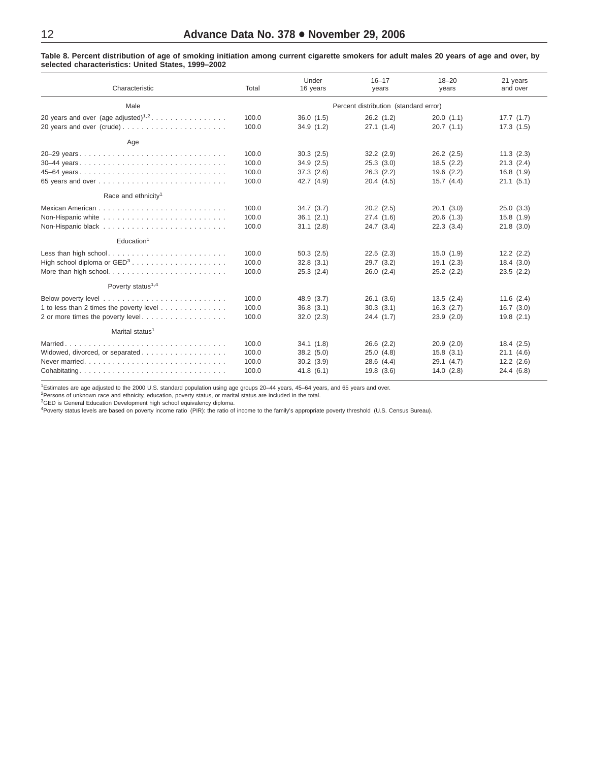**Table 8. Percent distribution of age of smoking initiation among current cigarette smokers for adult males 20 years of age and over, by selected characteristics: United States, 1999–2002**

| Characteristic | Total | Under 16 years | 16–17 years | 18–20 years | 21 years and over |
|---|---|---|---|---|---|
| Male | | Percent distribution (standard error) | | | |
| 20 years and over (age adjusted)[1,2] | 100.0 | 36.0 (1.5) | 26.2 (1.2) | 20.0 (1.1) | 17.7 (1.7) |
| 20 years and over (crude) | 100.0 | 34.9 (1.2) | 27.1 (1.4) | 20.7 (1.1) | 17.3 (1.5) |
| Age | | | | | |
| 20–29 years | 100.0 | 30.3 (2.5) | 32.2 (2.9) | 26.2 (2.5) | 11.3 (2.3) |
| 30–44 years | 100.0 | 34.9 (2.5) | 25.3 (3.0) | 18.5 (2.2) | 21.3 (2.4) |
| 45–64 years | 100.0 | 37.3 (2.6) | 26.3 (2.2) | 19.6 (2.2) | 16.8 (1.9) |
| 65 years and over | 100.0 | 42.7 (4.9) | 20.4 (4.5) | 15.7 (4.4) | 21.1 (5.1) |
| Race and ethnicity[1] | | | | | |
| Mexican American | 100.0 | 34.7 (3.7) | 20.2 (2.5) | 20.1 (3.0) | 25.0 (3.3) |
| Non-Hispanic white | 100.0 | 36.1 (2.1) | 27.4 (1.6) | 20.6 (1.3) | 15.8 (1.9) |
| Non-Hispanic black | 100.0 | 31.1 (2.8) | 24.7 (3.4) | 22.3 (3.4) | 21.8 (3.0) |
| Education[1] | | | | | |
| Less than high school | 100.0 | 50.3 (2.5) | 22.5 (2.3) | 15.0 (1.9) | 12.2 (2.2) |
| High school diploma or GED[3] | 100.0 | 32.8 (3.1) | 29.7 (3.2) | 19.1 (2.3) | 18.4 (3.0) |
| More than high school | 100.0 | 25.3 (2.4) | 26.0 (2.4) | 25.2 (2.2) | 23.5 (2.2) |
| Poverty status[1,4] | | | | | |
| Below poverty level | 100.0 | 48.9 (3.7) | 26.1 (3.6) | 13.5 (2.4) | 11.6 (2.4) |
| 1 to less than 2 times the poverty level | 100.0 | 36.8 (3.1) | 30.3 (3.1) | 16.3 (2.7) | 16.7 (3.0) |
| 2 or more times the poverty level | 100.0 | 32.0 (2.3) | 24.4 (1.7) | 23.9 (2.0) | 19.8 (2.1) |
| Marital status[1] | | | | | |
| Married | 100.0 | 34.1 (1.8) | 26.6 (2.2) | 20.9 (2.0) | 18.4 (2.5) |
| Widowed, divorced, or separated | 100.0 | 38.2 (5.0) | 25.0 (4.8) | 15.8 (3.1) | 21.1 (4.6) |
| Never married | 100.0 | 30.2 (3.9) | 28.6 (4.4) | 29.1 (4.7) | 12.2 (2.6) |
| Cohabitating | 100.0 | 41.8 (6.1) | 19.8 (3.6) | 14.0 (2.8) | 24.4 (6.8) |

[1]Estimates are age adjusted to the 2000 U.S. standard population using age groups 20–44 years, 45–64 years, and 65 years and over.
[2]Persons of unknown race and ethnicity, education, poverty status, or marital status are included in the total.
[3]GED is General Education Development high school equivalency diploma.
[4]Poverty status levels are based on poverty income ratio (PIR): the ratio of income to the family's appropriate poverty threshold (U.S. Census Bureau).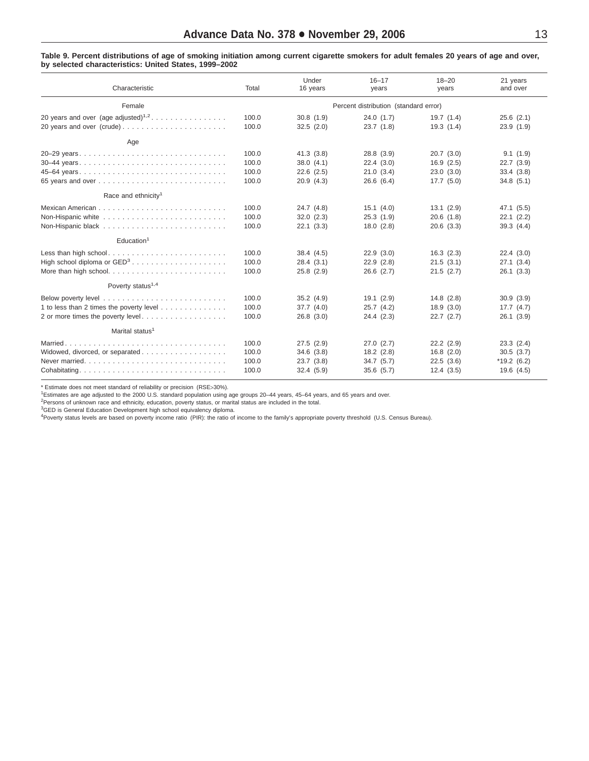**Table 9. Percent distributions of age of smoking initiation among current cigarette smokers for adult females 20 years of age and over, by selected characteristics: United States, 1999–2002**

| Characteristic | Total | Under 16 years | 16–17 years | 18–20 years | 21 years and over |
|---|---|---|---|---|---|
| Female | | Percent distribution (standard error) | | | |
| 20 years and over (age adjusted)[1,2] | 100.0 | 30.8 (1.9) | 24.0 (1.7) | 19.7 (1.4) | 25.6 (2.1) |
| 20 years and over (crude) | 100.0 | 32.5 (2.0) | 23.7 (1.8) | 19.3 (1.4) | 23.9 (1.9) |
| **Age** | | | | | |
| 20–29 years | 100.0 | 41.3 (3.8) | 28.8 (3.9) | 20.7 (3.0) | 9.1 (1.9) |
| 30–44 years | 100.0 | 38.0 (4.1) | 22.4 (3.0) | 16.9 (2.5) | 22.7 (3.9) |
| 45–64 years | 100.0 | 22.6 (2.5) | 21.0 (3.4) | 23.0 (3.0) | 33.4 (3.8) |
| 65 years and over | 100.0 | 20.9 (4.3) | 26.6 (6.4) | 17.7 (5.0) | 34.8 (5.1) |
| **Race and ethnicity[1]** | | | | | |
| Mexican American | 100.0 | 24.7 (4.8) | 15.1 (4.0) | 13.1 (2.9) | 47.1 (5.5) |
| Non-Hispanic white | 100.0 | 32.0 (2.3) | 25.3 (1.9) | 20.6 (1.8) | 22.1 (2.2) |
| Non-Hispanic black | 100.0 | 22.1 (3.3) | 18.0 (2.8) | 20.6 (3.3) | 39.3 (4.4) |
| **Education[1]** | | | | | |
| Less than high school | 100.0 | 38.4 (4.5) | 22.9 (3.0) | 16.3 (2.3) | 22.4 (3.0) |
| High school diploma or GED[3] | 100.0 | 28.4 (3.1) | 22.9 (2.8) | 21.5 (3.1) | 27.1 (3.4) |
| More than high school | 100.0 | 25.8 (2.9) | 26.6 (2.7) | 21.5 (2.7) | 26.1 (3.3) |
| **Poverty status[1,4]** | | | | | |
| Below poverty level | 100.0 | 35.2 (4.9) | 19.1 (2.9) | 14.8 (2.8) | 30.9 (3.9) |
| 1 to less than 2 times the poverty level | 100.0 | 37.7 (4.0) | 25.7 (4.2) | 18.9 (3.0) | 17.7 (4.7) |
| 2 or more times the poverty level | 100.0 | 26.8 (3.0) | 24.4 (2.3) | 22.7 (2.7) | 26.1 (3.9) |
| **Marital status[1]** | | | | | |
| Married | 100.0 | 27.5 (2.9) | 27.0 (2.7) | 22.2 (2.9) | 23.3 (2.4) |
| Widowed, divorced, or separated | 100.0 | 34.6 (3.8) | 18.2 (2.8) | 16.8 (2.0) | 30.5 (3.7) |
| Never married | 100.0 | 23.7 (3.8) | 34.7 (5.7) | 22.5 (3.6) | *19.2 (6.2) |
| Cohabitating | 100.0 | 32.4 (5.9) | 35.6 (5.7) | 12.4 (3.5) | 19.6 (4.5) |

* Estimate does not meet standard of reliability or precision (RSE>30%).
[1]Estimates are age adjusted to the 2000 U.S. standard population using age groups 20–44 years, 45–64 years, and 65 years and over.
[2]Persons of unknown race and ethnicity, education, poverty status, or marital status are included in the total.
[3]GED is General Education Development high school equivalency diploma.
[4]Poverty status levels are based on poverty income ratio (PIR): the ratio of income to the family's appropriate poverty threshold (U.S. Census Bureau).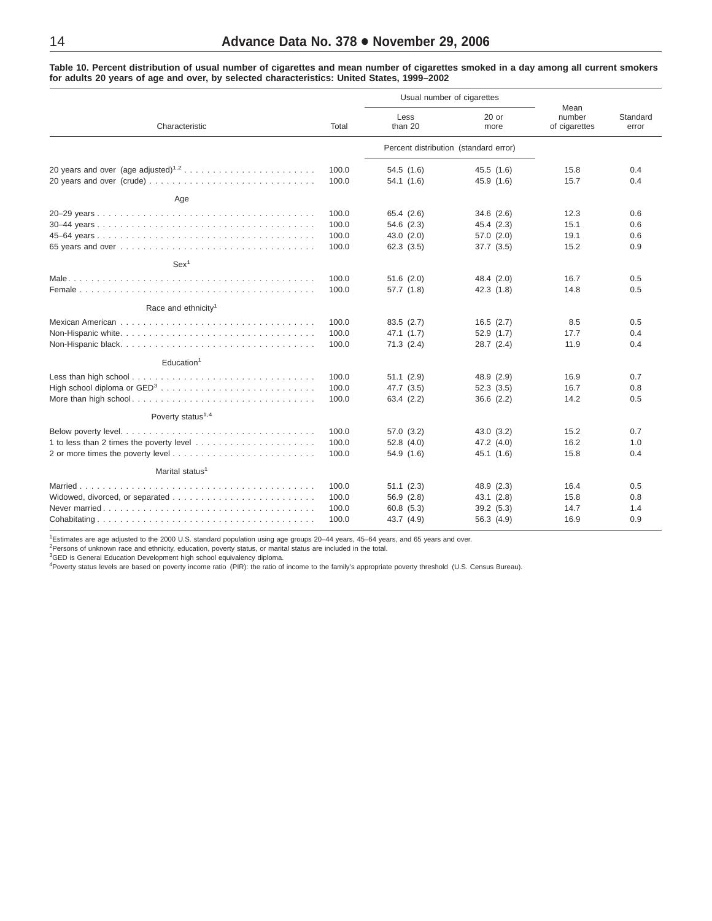**Table 10. Percent distribution of usual number of cigarettes and mean number of cigarettes smoked in a day among all current smokers for adults 20 years of age and over, by selected characteristics: United States, 1999–2002**

| Characteristic | Total | Usual number of cigarettes: Less than 20 | Usual number of cigarettes: 20 or more | Mean number of cigarettes | Standard error |
|---|---|---|---|---|---|
| | | Percent distribution (standard error) | | | |
| 20 years and over (age adjusted)[1,2] | 100.0 | 54.5 (1.6) | 45.5 (1.6) | 15.8 | 0.4 |
| 20 years and over (crude) | 100.0 | 54.1 (1.6) | 45.9 (1.6) | 15.7 | 0.4 |
| **Age** | | | | | |
| 20–29 years | 100.0 | 65.4 (2.6) | 34.6 (2.6) | 12.3 | 0.6 |
| 30–44 years | 100.0 | 54.6 (2.3) | 45.4 (2.3) | 15.1 | 0.6 |
| 45–64 years | 100.0 | 43.0 (2.0) | 57.0 (2.0) | 19.1 | 0.6 |
| 65 years and over | 100.0 | 62.3 (3.5) | 37.7 (3.5) | 15.2 | 0.9 |
| **Sex[1]** | | | | | |
| Male | 100.0 | 51.6 (2.0) | 48.4 (2.0) | 16.7 | 0.5 |
| Female | 100.0 | 57.7 (1.8) | 42.3 (1.8) | 14.8 | 0.5 |
| **Race and ethnicity[1]** | | | | | |
| Mexican American | 100.0 | 83.5 (2.7) | 16.5 (2.7) | 8.5 | 0.5 |
| Non-Hispanic white | 100.0 | 47.1 (1.7) | 52.9 (1.7) | 17.7 | 0.4 |
| Non-Hispanic black | 100.0 | 71.3 (2.4) | 28.7 (2.4) | 11.9 | 0.4 |
| **Education[1]** | | | | | |
| Less than high school | 100.0 | 51.1 (2.9) | 48.9 (2.9) | 16.9 | 0.7 |
| High school diploma or GED[3] | 100.0 | 47.7 (3.5) | 52.3 (3.5) | 16.7 | 0.8 |
| More than high school | 100.0 | 63.4 (2.2) | 36.6 (2.2) | 14.2 | 0.5 |
| **Poverty status[1,4]** | | | | | |
| Below poverty level | 100.0 | 57.0 (3.2) | 43.0 (3.2) | 15.2 | 0.7 |
| 1 to less than 2 times the poverty level | 100.0 | 52.8 (4.0) | 47.2 (4.0) | 16.2 | 1.0 |
| 2 or more times the poverty level | 100.0 | 54.9 (1.6) | 45.1 (1.6) | 15.8 | 0.4 |
| **Marital status[1]** | | | | | |
| Married | 100.0 | 51.1 (2.3) | 48.9 (2.3) | 16.4 | 0.5 |
| Widowed, divorced, or separated | 100.0 | 56.9 (2.8) | 43.1 (2.8) | 15.8 | 0.8 |
| Never married | 100.0 | 60.8 (5.3) | 39.2 (5.3) | 14.7 | 1.4 |
| Cohabitating | 100.0 | 43.7 (4.9) | 56.3 (4.9) | 16.9 | 0.9 |

[1]Estimates are age adjusted to the 2000 U.S. standard population using age groups 20–44 years, 45–64 years, and 65 years and over.
[2]Persons of unknown race and ethnicity, education, poverty status, or marital status are included in the total.
[3]GED is General Education Development high school equivalency diploma.
[4]Poverty status levels are based on poverty income ratio (PIR): the ratio of income to the family's appropriate poverty threshold (U.S. Census Bureau).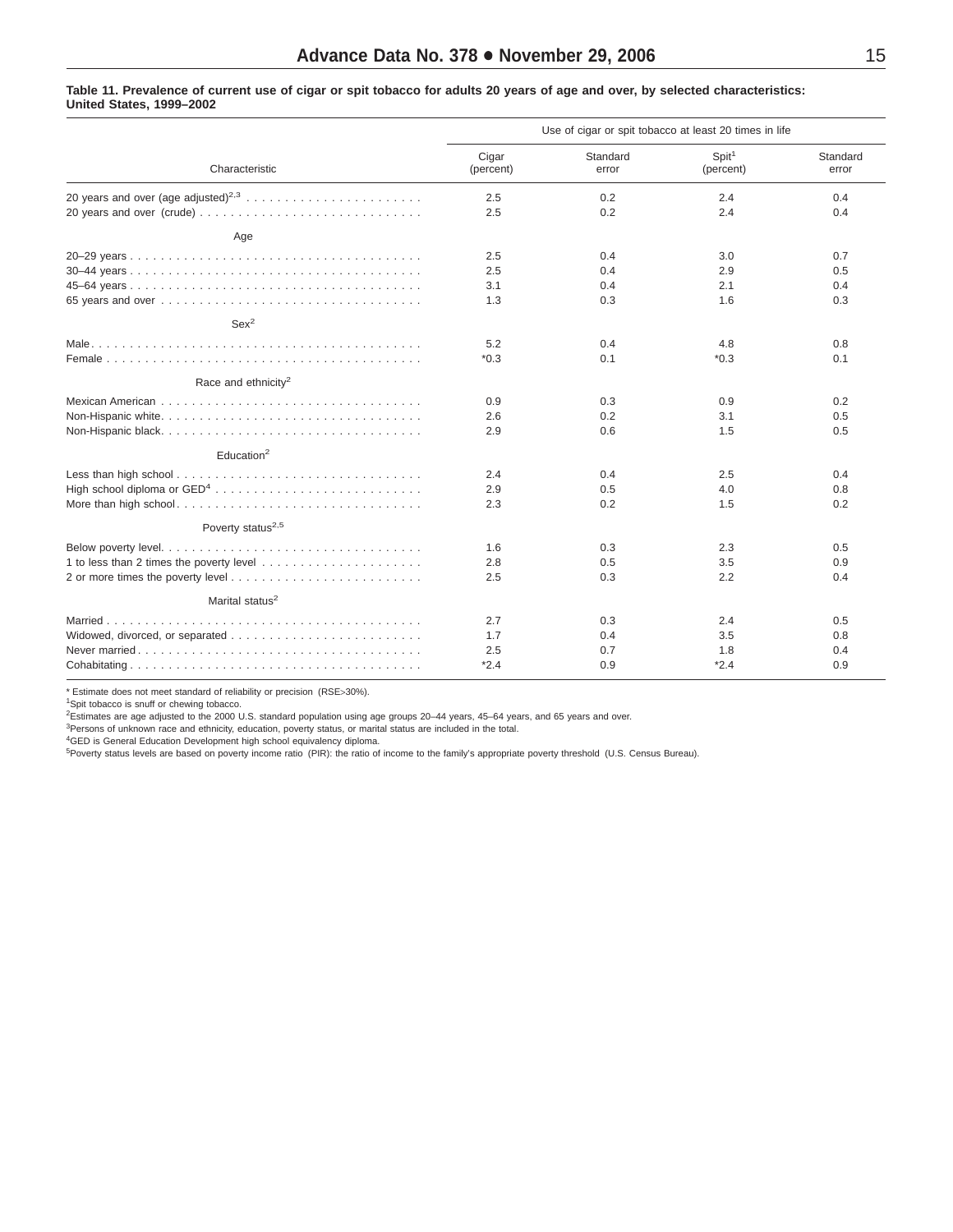**Table 11. Prevalence of current use of cigar or spit tobacco for adults 20 years of age and over, by selected characteristics: United States, 1999–2002**

| Characteristic | Use of cigar or spit tobacco at least 20 times in life | | | |
|---|---|---|---|---|
| | Cigar (percent) | Standard error | Spit[1] (percent) | Standard error |
| 20 years and over (age adjusted)[2,3] | 2.5 | 0.2 | 2.4 | 0.4 |
| 20 years and over (crude) | 2.5 | 0.2 | 2.4 | 0.4 |
| **Age** | | | | |
| 20–29 years | 2.5 | 0.4 | 3.0 | 0.7 |
| 30–44 years | 2.5 | 0.4 | 2.9 | 0.5 |
| 45–64 years | 3.1 | 0.4 | 2.1 | 0.4 |
| 65 years and over | 1.3 | 0.3 | 1.6 | 0.3 |
| **Sex[2]** | | | | |
| Male | 5.2 | 0.4 | 4.8 | 0.8 |
| Female | *0.3 | 0.1 | *0.3 | 0.1 |
| **Race and ethnicity[2]** | | | | |
| Mexican American | 0.9 | 0.3 | 0.9 | 0.2 |
| Non-Hispanic white | 2.6 | 0.2 | 3.1 | 0.5 |
| Non-Hispanic black | 2.9 | 0.6 | 1.5 | 0.5 |
| **Education[2]** | | | | |
| Less than high school | 2.4 | 0.4 | 2.5 | 0.4 |
| High school diploma or GED[4] | 2.9 | 0.5 | 4.0 | 0.8 |
| More than high school | 2.3 | 0.2 | 1.5 | 0.2 |
| **Poverty status[2,5]** | | | | |
| Below poverty level | 1.6 | 0.3 | 2.3 | 0.5 |
| 1 to less than 2 times the poverty level | 2.8 | 0.5 | 3.5 | 0.9 |
| 2 or more times the poverty level | 2.5 | 0.3 | 2.2 | 0.4 |
| **Marital status[2]** | | | | |
| Married | 2.7 | 0.3 | 2.4 | 0.5 |
| Widowed, divorced, or separated | 1.7 | 0.4 | 3.5 | 0.8 |
| Never married | 2.5 | 0.7 | 1.8 | 0.4 |
| Cohabitating | *2.4 | 0.9 | *2.4 | 0.9 |

* Estimate does not meet standard of reliability or precision (RSE>30%).
[1]Spit tobacco is snuff or chewing tobacco.
[2]Estimates are age adjusted to the 2000 U.S. standard population using age groups 20–44 years, 45–64 years, and 65 years and over.
[3]Persons of unknown race and ethnicity, education, poverty status, or marital status are included in the total.
[4]GED is General Education Development high school equivalency diploma.
[5]Poverty status levels are based on poverty income ratio (PIR): the ratio of income to the family's appropriate poverty threshold (U.S. Census Bureau).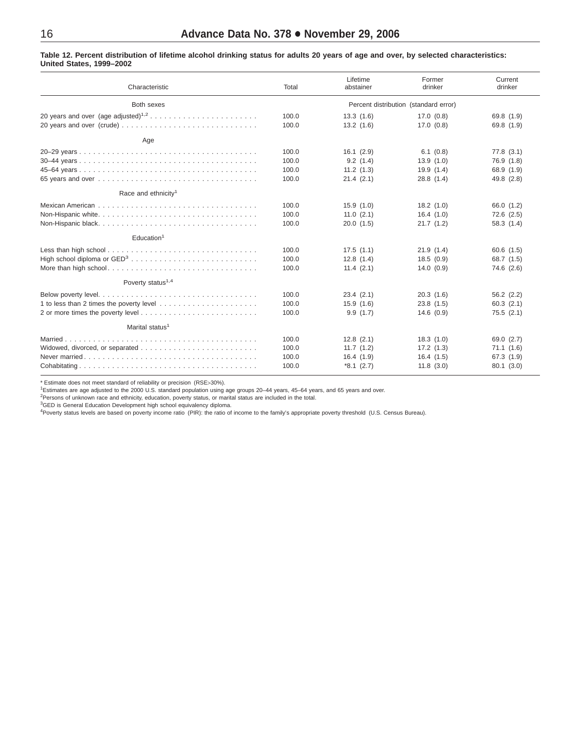**Table 12. Percent distribution of lifetime alcohol drinking status for adults 20 years of age and over, by selected characteristics: United States, 1999–2002**

| Characteristic | Total | Lifetime abstainer | Former drinker | Current drinker |
|---|---|---|---|---|
| Both sexes | | Percent distribution (standard error) | | |
| 20 years and over (age adjusted)[1,2] | 100.0 | 13.3 (1.6) | 17.0 (0.8) | 69.8 (1.9) |
| 20 years and over (crude) | 100.0 | 13.2 (1.6) | 17.0 (0.8) | 69.8 (1.9) |
| Age | | | | |
| 20–29 years | 100.0 | 16.1 (2.9) | 6.1 (0.8) | 77.8 (3.1) |
| 30–44 years | 100.0 | 9.2 (1.4) | 13.9 (1.0) | 76.9 (1.8) |
| 45–64 years | 100.0 | 11.2 (1.3) | 19.9 (1.4) | 68.9 (1.9) |
| 65 years and over | 100.0 | 21.4 (2.1) | 28.8 (1.4) | 49.8 (2.8) |
| Race and ethnicity[1] | | | | |
| Mexican American | 100.0 | 15.9 (1.0) | 18.2 (1.0) | 66.0 (1.2) |
| Non-Hispanic white | 100.0 | 11.0 (2.1) | 16.4 (1.0) | 72.6 (2.5) |
| Non-Hispanic black | 100.0 | 20.0 (1.5) | 21.7 (1.2) | 58.3 (1.4) |
| Education[1] | | | | |
| Less than high school | 100.0 | 17.5 (1.1) | 21.9 (1.4) | 60.6 (1.5) |
| High school diploma or GED[3] | 100.0 | 12.8 (1.4) | 18.5 (0.9) | 68.7 (1.5) |
| More than high school | 100.0 | 11.4 (2.1) | 14.0 (0.9) | 74.6 (2.6) |
| Poverty status[1,4] | | | | |
| Below poverty level | 100.0 | 23.4 (2.1) | 20.3 (1.6) | 56.2 (2.2) |
| 1 to less than 2 times the poverty level | 100.0 | 15.9 (1.6) | 23.8 (1.5) | 60.3 (2.1) |
| 2 or more times the poverty level | 100.0 | 9.9 (1.7) | 14.6 (0.9) | 75.5 (2.1) |
| Marital status[1] | | | | |
| Married | 100.0 | 12.8 (2.1) | 18.3 (1.0) | 69.0 (2.7) |
| Widowed, divorced, or separated | 100.0 | 11.7 (1.2) | 17.2 (1.3) | 71.1 (1.6) |
| Never married | 100.0 | 16.4 (1.9) | 16.4 (1.5) | 67.3 (1.9) |
| Cohabitating | 100.0 | *8.1 (2.7) | 11.8 (3.0) | 80.1 (3.0) |

* Estimate does not meet standard of reliability or precision (RSE>30%).

[1]Estimates are age adjusted to the 2000 U.S. standard population using age groups 20–44 years, 45–64 years, and 65 years and over.

[2]Persons of unknown race and ethnicity, education, poverty status, or marital status are included in the total.

[3]GED is General Education Development high school equivalency diploma.

[4]Poverty status levels are based on poverty income ratio (PIR): the ratio of income to the family's appropriate poverty threshold (U.S. Census Bureau).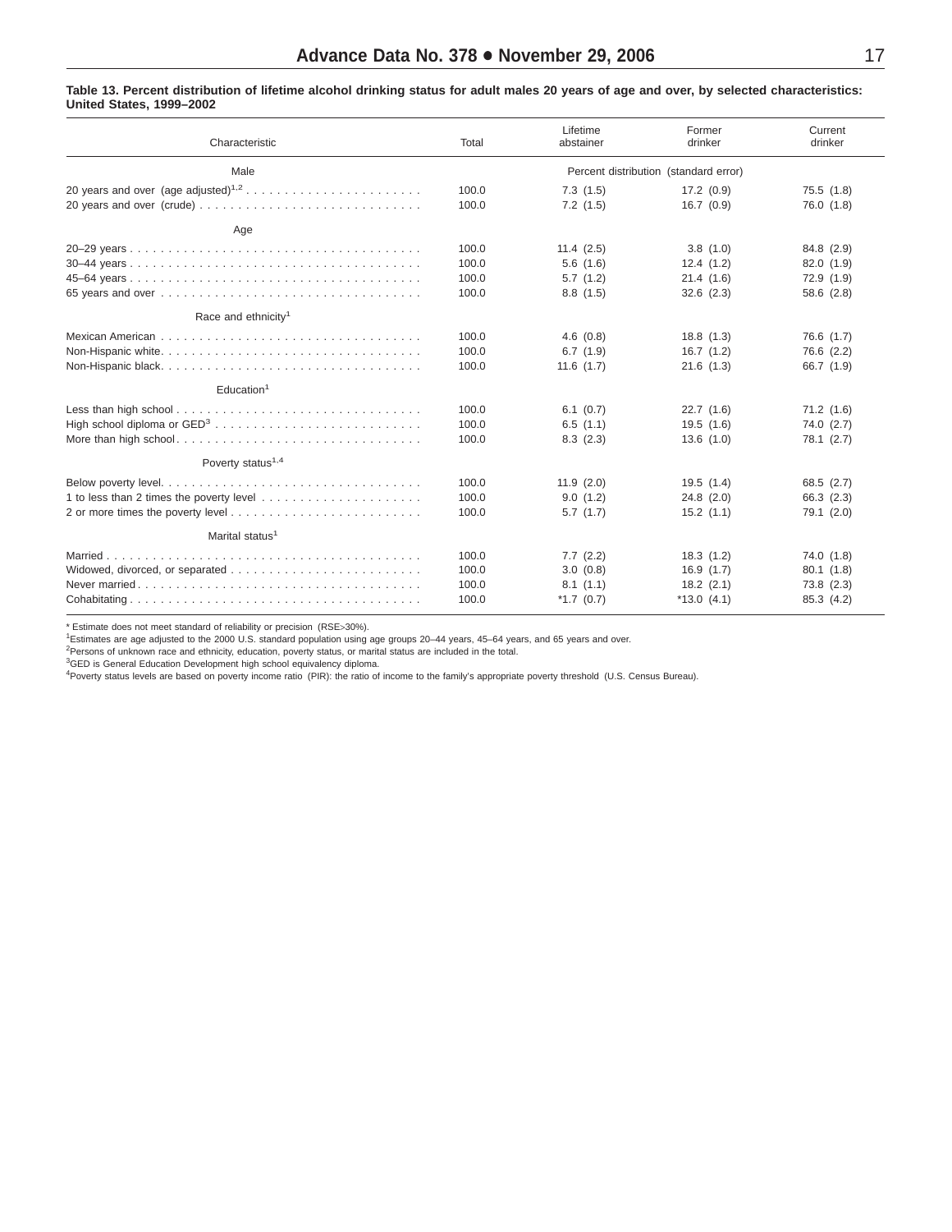**Table 13. Percent distribution of lifetime alcohol drinking status for adult males 20 years of age and over, by selected characteristics: United States, 1999–2002**

| Characteristic | Total | Lifetime abstainer | Former drinker | Current drinker |
|---|---|---|---|---|
| Male | | Percent distribution (standard error) | | |
| 20 years and over (age adjusted)[1,2] | 100.0 | 7.3 (1.5) | 17.2 (0.9) | 75.5 (1.8) |
| 20 years and over (crude) | 100.0 | 7.2 (1.5) | 16.7 (0.9) | 76.0 (1.8) |
| Age | | | | |
| 20–29 years | 100.0 | 11.4 (2.5) | 3.8 (1.0) | 84.8 (2.9) |
| 30–44 years | 100.0 | 5.6 (1.6) | 12.4 (1.2) | 82.0 (1.9) |
| 45–64 years | 100.0 | 5.7 (1.2) | 21.4 (1.6) | 72.9 (1.9) |
| 65 years and over | 100.0 | 8.8 (1.5) | 32.6 (2.3) | 58.6 (2.8) |
| Race and ethnicity[1] | | | | |
| Mexican American | 100.0 | 4.6 (0.8) | 18.8 (1.3) | 76.6 (1.7) |
| Non-Hispanic white | 100.0 | 6.7 (1.9) | 16.7 (1.2) | 76.6 (2.2) |
| Non-Hispanic black | 100.0 | 11.6 (1.7) | 21.6 (1.3) | 66.7 (1.9) |
| Education[1] | | | | |
| Less than high school | 100.0 | 6.1 (0.7) | 22.7 (1.6) | 71.2 (1.6) |
| High school diploma or GED[3] | 100.0 | 6.5 (1.1) | 19.5 (1.6) | 74.0 (2.7) |
| More than high school | 100.0 | 8.3 (2.3) | 13.6 (1.0) | 78.1 (2.7) |
| Poverty status[1,4] | | | | |
| Below poverty level | 100.0 | 11.9 (2.0) | 19.5 (1.4) | 68.5 (2.7) |
| 1 to less than 2 times the poverty level | 100.0 | 9.0 (1.2) | 24.8 (2.0) | 66.3 (2.3) |
| 2 or more times the poverty level | 100.0 | 5.7 (1.7) | 15.2 (1.1) | 79.1 (2.0) |
| Marital status[1] | | | | |
| Married | 100.0 | 7.7 (2.2) | 18.3 (1.2) | 74.0 (1.8) |
| Widowed, divorced, or separated | 100.0 | 3.0 (0.8) | 16.9 (1.7) | 80.1 (1.8) |
| Never married | 100.0 | 8.1 (1.1) | 18.2 (2.1) | 73.8 (2.3) |
| Cohabitating | 100.0 | *1.7 (0.7) | *13.0 (4.1) | 85.3 (4.2) |

* Estimate does not meet standard of reliability or precision (RSE>30%).
[1]Estimates are age adjusted to the 2000 U.S. standard population using age groups 20–44 years, 45–64 years, and 65 years and over.
[2]Persons of unknown race and ethnicity, education, poverty status, or marital status are included in the total.
[3]GED is General Education Development high school equivalency diploma.
[4]Poverty status levels are based on poverty income ratio (PIR): the ratio of income to the family's appropriate poverty threshold (U.S. Census Bureau).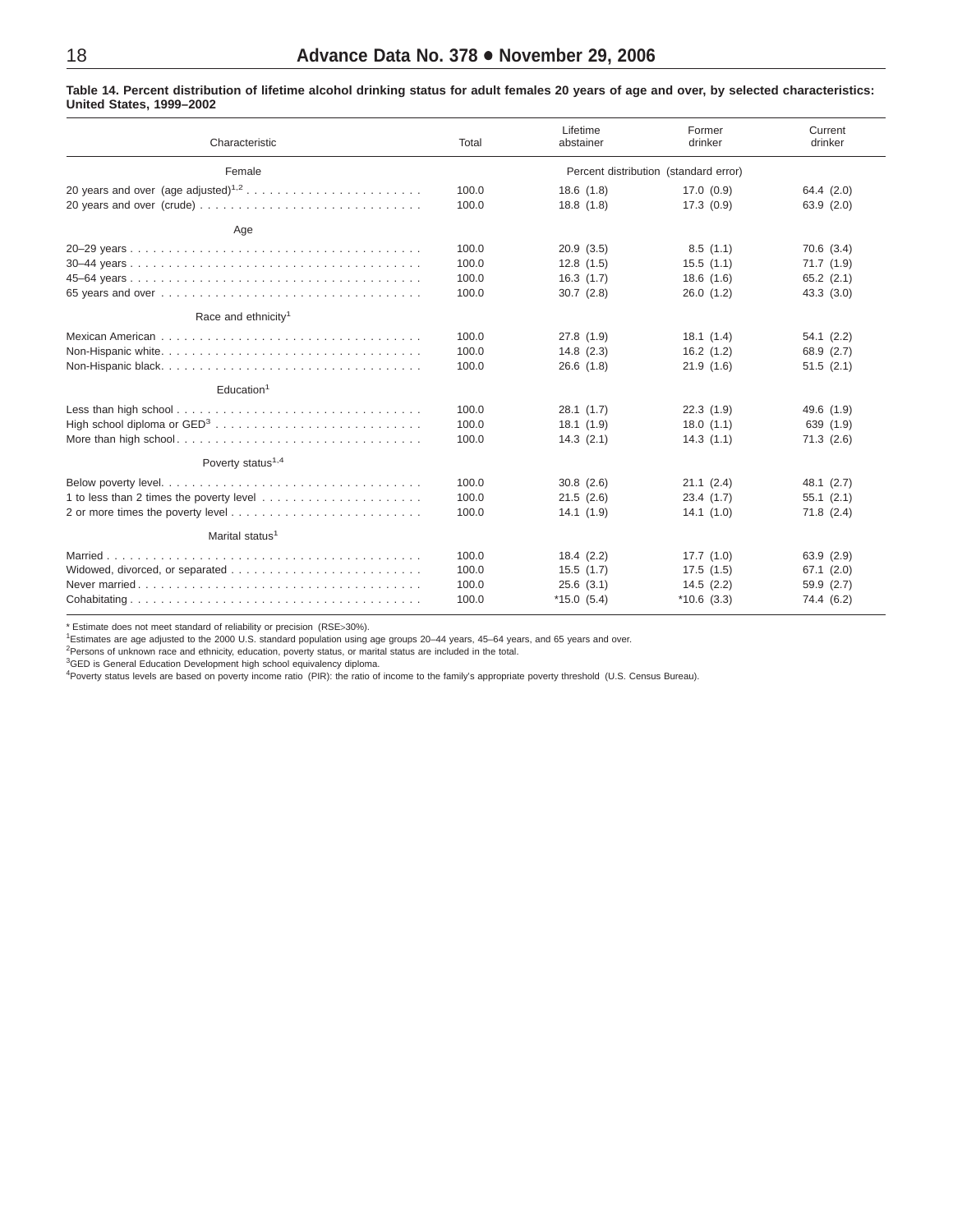**Table 14. Percent distribution of lifetime alcohol drinking status for adult females 20 years of age and over, by selected characteristics: United States, 1999–2002**

| Characteristic | Total | Lifetime abstainer | Former drinker | Current drinker |
|---|---|---|---|---|
| Female | | Percent distribution (standard error) | | |
| 20 years and over (age adjusted)[1,2] | 100.0 | 18.6 (1.8) | 17.0 (0.9) | 64.4 (2.0) |
| 20 years and over (crude) | 100.0 | 18.8 (1.8) | 17.3 (0.9) | 63.9 (2.0) |
| Age | | | | |
| 20–29 years | 100.0 | 20.9 (3.5) | 8.5 (1.1) | 70.6 (3.4) |
| 30–44 years | 100.0 | 12.8 (1.5) | 15.5 (1.1) | 71.7 (1.9) |
| 45–64 years | 100.0 | 16.3 (1.7) | 18.6 (1.6) | 65.2 (2.1) |
| 65 years and over | 100.0 | 30.7 (2.8) | 26.0 (1.2) | 43.3 (3.0) |
| Race and ethnicity[1] | | | | |
| Mexican American | 100.0 | 27.8 (1.9) | 18.1 (1.4) | 54.1 (2.2) |
| Non-Hispanic white | 100.0 | 14.8 (2.3) | 16.2 (1.2) | 68.9 (2.7) |
| Non-Hispanic black | 100.0 | 26.6 (1.8) | 21.9 (1.6) | 51.5 (2.1) |
| Education[1] | | | | |
| Less than high school | 100.0 | 28.1 (1.7) | 22.3 (1.9) | 49.6 (1.9) |
| High school diploma or GED[3] | 100.0 | 18.1 (1.9) | 18.0 (1.1) | 639 (1.9) |
| More than high school | 100.0 | 14.3 (2.1) | 14.3 (1.1) | 71.3 (2.6) |
| Poverty status[1,4] | | | | |
| Below poverty level | 100.0 | 30.8 (2.6) | 21.1 (2.4) | 48.1 (2.7) |
| 1 to less than 2 times the poverty level | 100.0 | 21.5 (2.6) | 23.4 (1.7) | 55.1 (2.1) |
| 2 or more times the poverty level | 100.0 | 14.1 (1.9) | 14.1 (1.0) | 71.8 (2.4) |
| Marital status[1] | | | | |
| Married | 100.0 | 18.4 (2.2) | 17.7 (1.0) | 63.9 (2.9) |
| Widowed, divorced, or separated | 100.0 | 15.5 (1.7) | 17.5 (1.5) | 67.1 (2.0) |
| Never married | 100.0 | 25.6 (3.1) | 14.5 (2.2) | 59.9 (2.7) |
| Cohabitating | 100.0 | *15.0 (5.4) | *10.6 (3.3) | 74.4 (6.2) |

* Estimate does not meet standard of reliability or precision (RSE>30%).
[1]Estimates are age adjusted to the 2000 U.S. standard population using age groups 20–44 years, 45–64 years, and 65 years and over.
[2]Persons of unknown race and ethnicity, education, poverty status, or marital status are included in the total.
[3]GED is General Education Development high school equivalency diploma.
[4]Poverty status levels are based on poverty income ratio (PIR): the ratio of income to the family's appropriate poverty threshold (U.S. Census Bureau).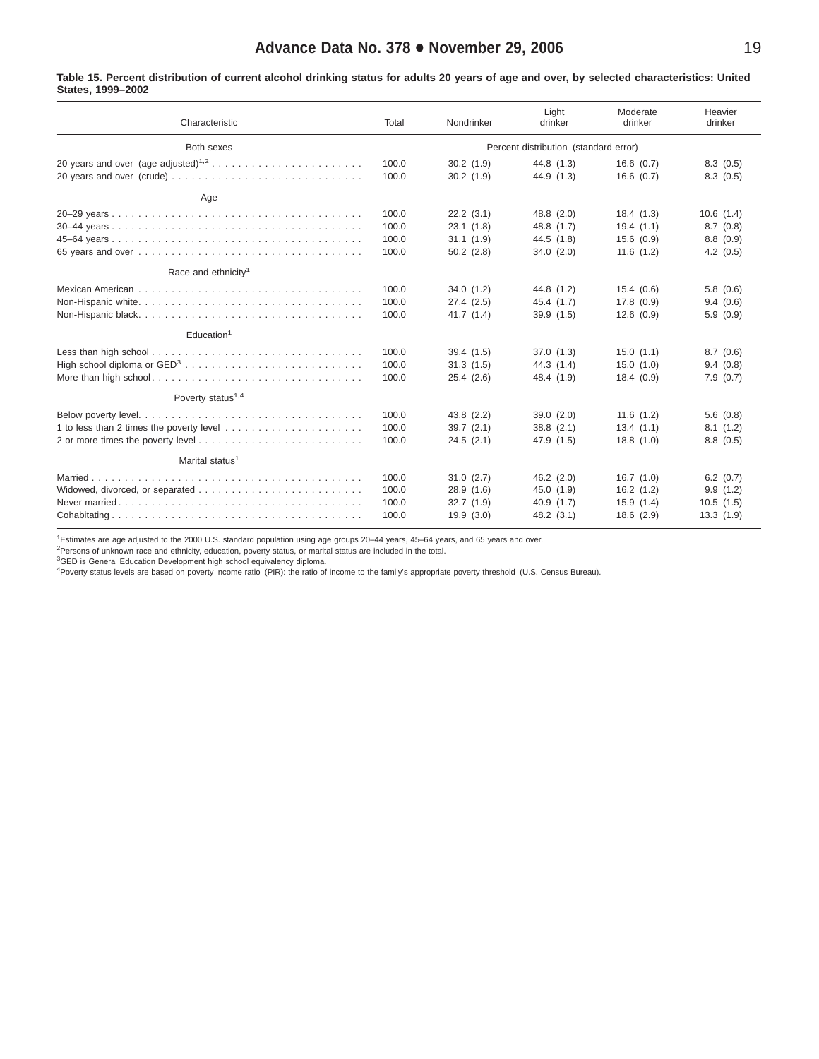**Table 15. Percent distribution of current alcohol drinking status for adults 20 years of age and over, by selected characteristics: United States, 1999–2002**

| Characteristic | Total | Nondrinker | Light drinker | Moderate drinker | Heavier drinker |
|---|---|---|---|---|---|
| Both sexes | | Percent distribution (standard error) | | | |
| 20 years and over (age adjusted)[1,2] | 100.0 | 30.2 (1.9) | 44.8 (1.3) | 16.6 (0.7) | 8.3 (0.5) |
| 20 years and over (crude) | 100.0 | 30.2 (1.9) | 44.9 (1.3) | 16.6 (0.7) | 8.3 (0.5) |
| Age | | | | | |
| 20–29 years | 100.0 | 22.2 (3.1) | 48.8 (2.0) | 18.4 (1.3) | 10.6 (1.4) |
| 30–44 years | 100.0 | 23.1 (1.8) | 48.8 (1.7) | 19.4 (1.1) | 8.7 (0.8) |
| 45–64 years | 100.0 | 31.1 (1.9) | 44.5 (1.8) | 15.6 (0.9) | 8.8 (0.9) |
| 65 years and over | 100.0 | 50.2 (2.8) | 34.0 (2.0) | 11.6 (1.2) | 4.2 (0.5) |
| Race and ethnicity[1] | | | | | |
| Mexican American | 100.0 | 34.0 (1.2) | 44.8 (1.2) | 15.4 (0.6) | 5.8 (0.6) |
| Non-Hispanic white | 100.0 | 27.4 (2.5) | 45.4 (1.7) | 17.8 (0.9) | 9.4 (0.6) |
| Non-Hispanic black | 100.0 | 41.7 (1.4) | 39.9 (1.5) | 12.6 (0.9) | 5.9 (0.9) |
| Education[1] | | | | | |
| Less than high school | 100.0 | 39.4 (1.5) | 37.0 (1.3) | 15.0 (1.1) | 8.7 (0.6) |
| High school diploma or GED[3] | 100.0 | 31.3 (1.5) | 44.3 (1.4) | 15.0 (1.0) | 9.4 (0.8) |
| More than high school | 100.0 | 25.4 (2.6) | 48.4 (1.9) | 18.4 (0.9) | 7.9 (0.7) |
| Poverty status[1,4] | | | | | |
| Below poverty level | 100.0 | 43.8 (2.2) | 39.0 (2.0) | 11.6 (1.2) | 5.6 (0.8) |
| 1 to less than 2 times the poverty level | 100.0 | 39.7 (2.1) | 38.8 (2.1) | 13.4 (1.1) | 8.1 (1.2) |
| 2 or more times the poverty level | 100.0 | 24.5 (2.1) | 47.9 (1.5) | 18.8 (1.0) | 8.8 (0.5) |
| Marital status[1] | | | | | |
| Married | 100.0 | 31.0 (2.7) | 46.2 (2.0) | 16.7 (1.0) | 6.2 (0.7) |
| Widowed, divorced, or separated | 100.0 | 28.9 (1.6) | 45.0 (1.9) | 16.2 (1.2) | 9.9 (1.2) |
| Never married | 100.0 | 32.7 (1.9) | 40.9 (1.7) | 15.9 (1.4) | 10.5 (1.5) |
| Cohabitating | 100.0 | 19.9 (3.0) | 48.2 (3.1) | 18.6 (2.9) | 13.3 (1.9) |

[1]Estimates are age adjusted to the 2000 U.S. standard population using age groups 20–44 years, 45–64 years, and 65 years and over.
[2]Persons of unknown race and ethnicity, education, poverty status, or marital status are included in the total.
[3]GED is General Education Development high school equivalency diploma.
[4]Poverty status levels are based on poverty income ratio (PIR): the ratio of income to the family's appropriate poverty threshold (U.S. Census Bureau).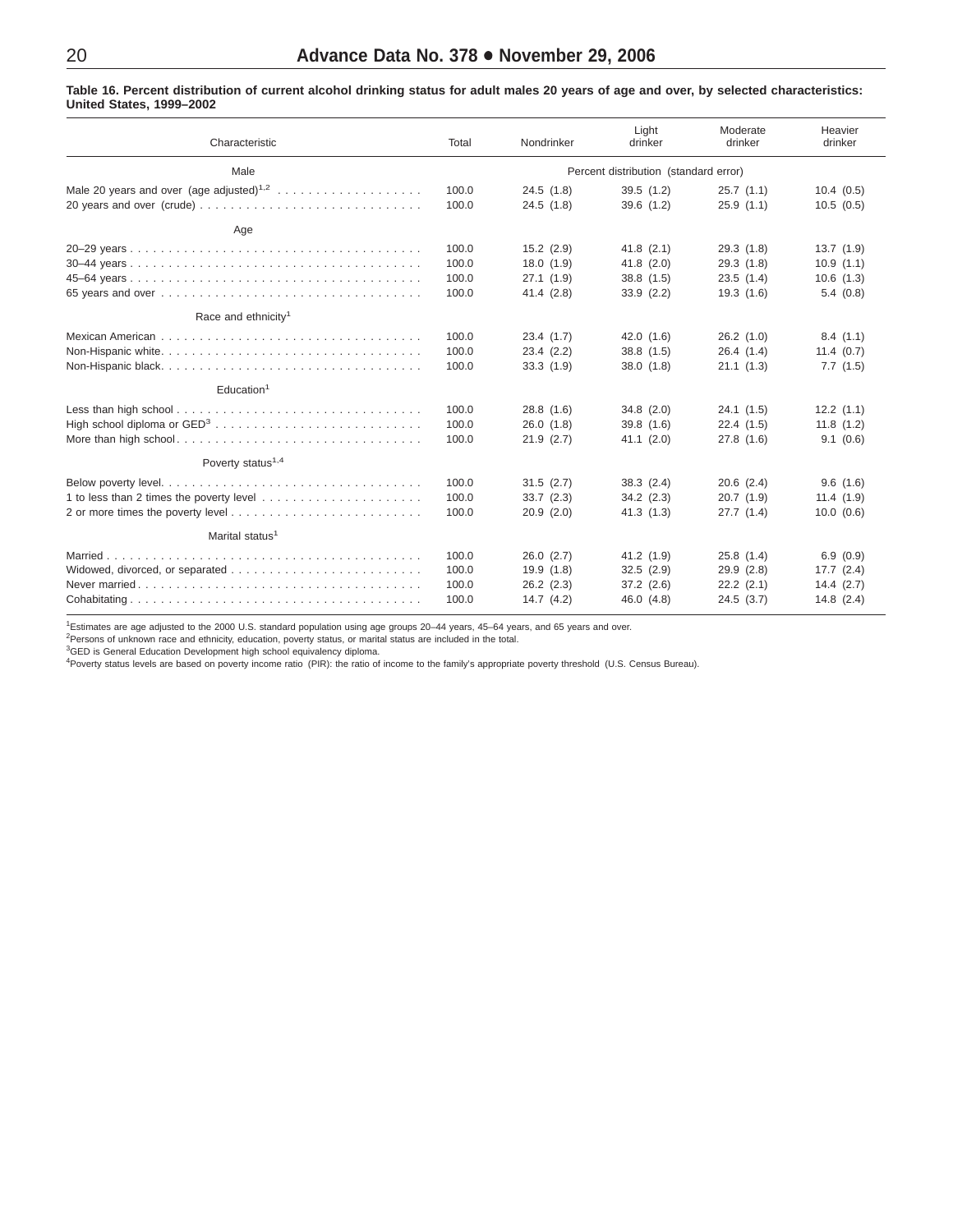**Table 16. Percent distribution of current alcohol drinking status for adult males 20 years of age and over, by selected characteristics: United States, 1999–2002**

| Characteristic | Total | Nondrinker | Light drinker | Moderate drinker | Heavier drinker |
|---|---|---|---|---|---|
| Male | | Percent distribution (standard error) | | | |
| Male 20 years and over (age adjusted)[1,2] | 100.0 | 24.5 (1.8) | 39.5 (1.2) | 25.7 (1.1) | 10.4 (0.5) |
| 20 years and over (crude) | 100.0 | 24.5 (1.8) | 39.6 (1.2) | 25.9 (1.1) | 10.5 (0.5) |
| Age | | | | | |
| 20–29 years | 100.0 | 15.2 (2.9) | 41.8 (2.1) | 29.3 (1.8) | 13.7 (1.9) |
| 30–44 years | 100.0 | 18.0 (1.9) | 41.8 (2.0) | 29.3 (1.8) | 10.9 (1.1) |
| 45–64 years | 100.0 | 27.1 (1.9) | 38.8 (1.5) | 23.5 (1.4) | 10.6 (1.3) |
| 65 years and over | 100.0 | 41.4 (2.8) | 33.9 (2.2) | 19.3 (1.6) | 5.4 (0.8) |
| Race and ethnicity[1] | | | | | |
| Mexican American | 100.0 | 23.4 (1.7) | 42.0 (1.6) | 26.2 (1.0) | 8.4 (1.1) |
| Non-Hispanic white | 100.0 | 23.4 (2.2) | 38.8 (1.5) | 26.4 (1.4) | 11.4 (0.7) |
| Non-Hispanic black | 100.0 | 33.3 (1.9) | 38.0 (1.8) | 21.1 (1.3) | 7.7 (1.5) |
| Education[1] | | | | | |
| Less than high school | 100.0 | 28.8 (1.6) | 34.8 (2.0) | 24.1 (1.5) | 12.2 (1.1) |
| High school diploma or GED[3] | 100.0 | 26.0 (1.8) | 39.8 (1.6) | 22.4 (1.5) | 11.8 (1.2) |
| More than high school | 100.0 | 21.9 (2.7) | 41.1 (2.0) | 27.8 (1.6) | 9.1 (0.6) |
| Poverty status[1,4] | | | | | |
| Below poverty level | 100.0 | 31.5 (2.7) | 38.3 (2.4) | 20.6 (2.4) | 9.6 (1.6) |
| 1 to less than 2 times the poverty level | 100.0 | 33.7 (2.3) | 34.2 (2.3) | 20.7 (1.9) | 11.4 (1.9) |
| 2 or more times the poverty level | 100.0 | 20.9 (2.0) | 41.3 (1.3) | 27.7 (1.4) | 10.0 (0.6) |
| Marital status[1] | | | | | |
| Married | 100.0 | 26.0 (2.7) | 41.2 (1.9) | 25.8 (1.4) | 6.9 (0.9) |
| Widowed, divorced, or separated | 100.0 | 19.9 (1.8) | 32.5 (2.9) | 29.9 (2.8) | 17.7 (2.4) |
| Never married | 100.0 | 26.2 (2.3) | 37.2 (2.6) | 22.2 (2.1) | 14.4 (2.7) |
| Cohabitating | 100.0 | 14.7 (4.2) | 46.0 (4.8) | 24.5 (3.7) | 14.8 (2.4) |

[1]Estimates are age adjusted to the 2000 U.S. standard population using age groups 20–44 years, 45–64 years, and 65 years and over.
[2]Persons of unknown race and ethnicity, education, poverty status, or marital status are included in the total.
[3]GED is General Education Development high school equivalency diploma.
[4]Poverty status levels are based on poverty income ratio (PIR): the ratio of income to the family's appropriate poverty threshold (U.S. Census Bureau).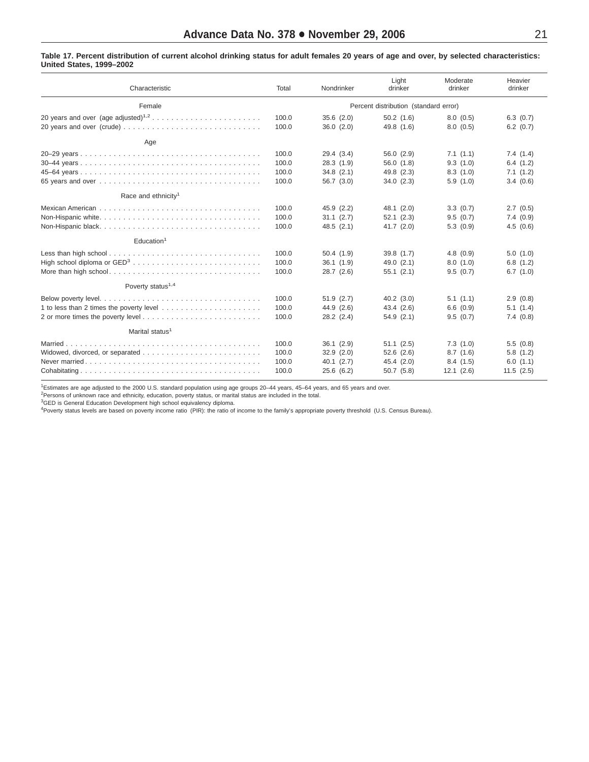**Table 17. Percent distribution of current alcohol drinking status for adult females 20 years of age and over, by selected characteristics: United States, 1999–2002**

| Characteristic | Total | Nondrinker | Light drinker | Moderate drinker | Heavier drinker |
|---|---|---|---|---|---|
| Female | | Percent distribution (standard error) | | | |
| 20 years and over (age adjusted)[1,2] | 100.0 | 35.6 (2.0) | 50.2 (1.6) | 8.0 (0.5) | 6.3 (0.7) |
| 20 years and over (crude) | 100.0 | 36.0 (2.0) | 49.8 (1.6) | 8.0 (0.5) | 6.2 (0.7) |
| Age | | | | | |
| 20–29 years | 100.0 | 29.4 (3.4) | 56.0 (2.9) | 7.1 (1.1) | 7.4 (1.4) |
| 30–44 years | 100.0 | 28.3 (1.9) | 56.0 (1.8) | 9.3 (1.0) | 6.4 (1.2) |
| 45–64 years | 100.0 | 34.8 (2.1) | 49.8 (2.3) | 8.3 (1.0) | 7.1 (1.2) |
| 65 years and over | 100.0 | 56.7 (3.0) | 34.0 (2.3) | 5.9 (1.0) | 3.4 (0.6) |
| Race and ethnicity[1] | | | | | |
| Mexican American | 100.0 | 45.9 (2.2) | 48.1 (2.0) | 3.3 (0.7) | 2.7 (0.5) |
| Non-Hispanic white | 100.0 | 31.1 (2.7) | 52.1 (2.3) | 9.5 (0.7) | 7.4 (0.9) |
| Non-Hispanic black | 100.0 | 48.5 (2.1) | 41.7 (2.0) | 5.3 (0.9) | 4.5 (0.6) |
| Education[1] | | | | | |
| Less than high school | 100.0 | 50.4 (1.9) | 39.8 (1.7) | 4.8 (0.9) | 5.0 (1.0) |
| High school diploma or GED[3] | 100.0 | 36.1 (1.9) | 49.0 (2.1) | 8.0 (1.0) | 6.8 (1.2) |
| More than high school | 100.0 | 28.7 (2.6) | 55.1 (2.1) | 9.5 (0.7) | 6.7 (1.0) |
| Poverty status[1,4] | | | | | |
| Below poverty level | 100.0 | 51.9 (2.7) | 40.2 (3.0) | 5.1 (1.1) | 2.9 (0.8) |
| 1 to less than 2 times the poverty level | 100.0 | 44.9 (2.6) | 43.4 (2.6) | 6.6 (0.9) | 5.1 (1.4) |
| 2 or more times the poverty level | 100.0 | 28.2 (2.4) | 54.9 (2.1) | 9.5 (0.7) | 7.4 (0.8) |
| Marital status[1] | | | | | |
| Married | 100.0 | 36.1 (2.9) | 51.1 (2.5) | 7.3 (1.0) | 5.5 (0.8) |
| Widowed, divorced, or separated | 100.0 | 32.9 (2.0) | 52.6 (2.6) | 8.7 (1.6) | 5.8 (1.2) |
| Never married | 100.0 | 40.1 (2.7) | 45.4 (2.0) | 8.4 (1.5) | 6.0 (1.1) |
| Cohabitating | 100.0 | 25.6 (6.2) | 50.7 (5.8) | 12.1 (2.6) | 11.5 (2.5) |

[1]Estimates are age adjusted to the 2000 U.S. standard population using age groups 20–44 years, 45–64 years, and 65 years and over.
[2]Persons of unknown race and ethnicity, education, poverty status, or marital status are included in the total.
[3]GED is General Education Development high school equivalency diploma.
[4]Poverty status levels are based on poverty income ratio (PIR): the ratio of income to the family's appropriate poverty threshold (U.S. Census Bureau).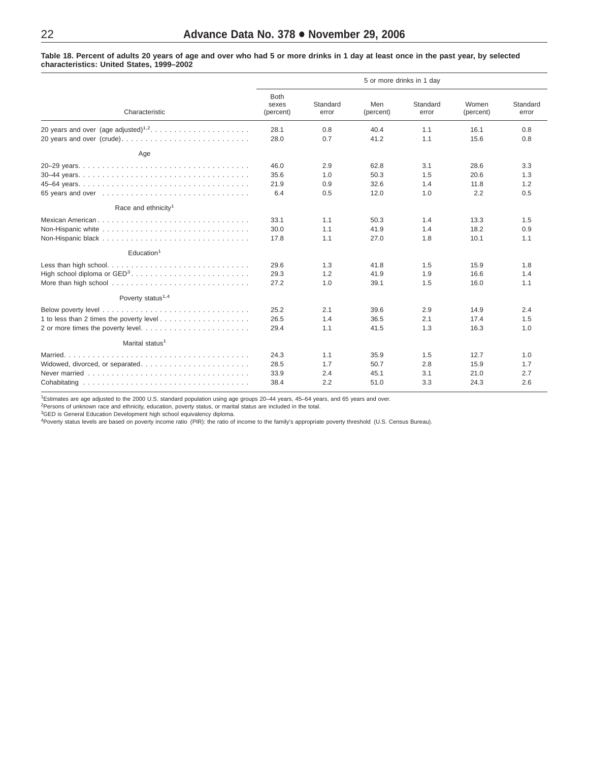**Table 18. Percent of adults 20 years of age and over who had 5 or more drinks in 1 day at least once in the past year, by selected characteristics: United States, 1999–2002**

| Characteristic | 5 or more drinks in 1 day | | | | | |
|---|---|---|---|---|---|---|
| | Both sexes (percent) | Standard error | Men (percent) | Standard error | Women (percent) | Standard error |
| 20 years and over (age adjusted)[1,2] | 28.1 | 0.8 | 40.4 | 1.1 | 16.1 | 0.8 |
| 20 years and over (crude) | 28.0 | 0.7 | 41.2 | 1.1 | 15.6 | 0.8 |
| **Age** | | | | | | |
| 20–29 years | 46.0 | 2.9 | 62.8 | 3.1 | 28.6 | 3.3 |
| 30–44 years | 35.6 | 1.0 | 50.3 | 1.5 | 20.6 | 1.3 |
| 45–64 years | 21.9 | 0.9 | 32.6 | 1.4 | 11.8 | 1.2 |
| 65 years and over | 6.4 | 0.5 | 12.0 | 1.0 | 2.2 | 0.5 |
| **Race and ethnicity[1]** | | | | | | |
| Mexican American | 33.1 | 1.1 | 50.3 | 1.4 | 13.3 | 1.5 |
| Non-Hispanic white | 30.0 | 1.1 | 41.9 | 1.4 | 18.2 | 0.9 |
| Non-Hispanic black | 17.8 | 1.1 | 27.0 | 1.8 | 10.1 | 1.1 |
| **Education[1]** | | | | | | |
| Less than high school | 29.6 | 1.3 | 41.8 | 1.5 | 15.9 | 1.8 |
| High school diploma or GED[3] | 29.3 | 1.2 | 41.9 | 1.9 | 16.6 | 1.4 |
| More than high school | 27.2 | 1.0 | 39.1 | 1.5 | 16.0 | 1.1 |
| **Poverty status[1,4]** | | | | | | |
| Below poverty level | 25.2 | 2.1 | 39.6 | 2.9 | 14.9 | 2.4 |
| 1 to less than 2 times the poverty level | 26.5 | 1.4 | 36.5 | 2.1 | 17.4 | 1.5 |
| 2 or more times the poverty level | 29.4 | 1.1 | 41.5 | 1.3 | 16.3 | 1.0 |
| **Marital status[1]** | | | | | | |
| Married | 24.3 | 1.1 | 35.9 | 1.5 | 12.7 | 1.0 |
| Widowed, divorced, or separated | 28.5 | 1.7 | 50.7 | 2.8 | 15.9 | 1.7 |
| Never married | 33.9 | 2.4 | 45.1 | 3.1 | 21.0 | 2.7 |
| Cohabitating | 38.4 | 2.2 | 51.0 | 3.3 | 24.3 | 2.6 |

[1]Estimates are age adjusted to the 2000 U.S. standard population using age groups 20–44 years, 45–64 years, and 65 years and over.
[2]Persons of unknown race and ethnicity, education, poverty status, or marital status are included in the total.
[3]GED is General Education Development high school equivalency diploma.
[4]Poverty status levels are based on poverty income ratio (PIR): the ratio of income to the family's appropriate poverty threshold (U.S. Census Bureau).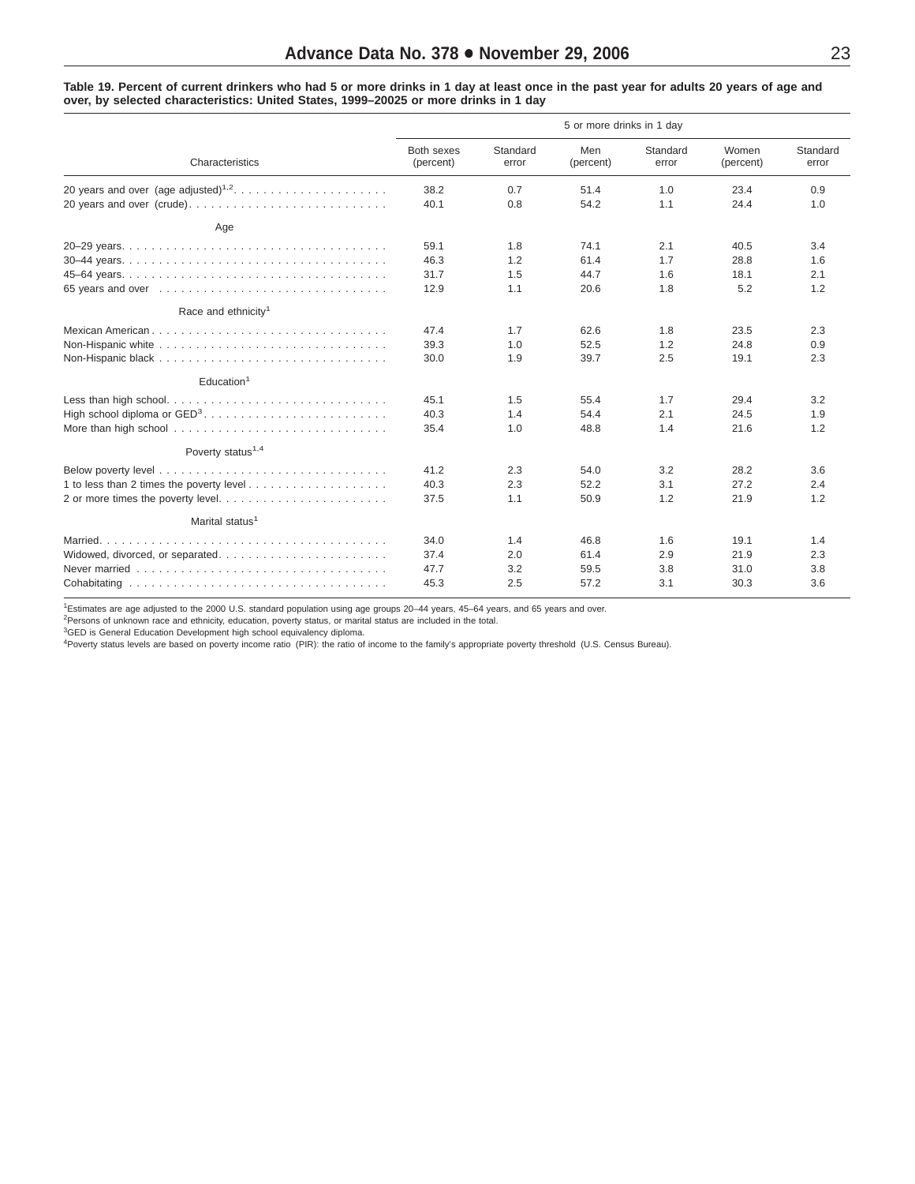**Table 19. Percent of current drinkers who had 5 or more drinks in 1 day at least once in the past year for adults 20 years of age and over, by selected characteristics: United States, 1999–20025 or more drinks in 1 day**

| Characteristics | 5 or more drinks in 1 day | | | | | |
|---|---|---|---|---|---|---|
| | Both sexes (percent) | Standard error | Men (percent) | Standard error | Women (percent) | Standard error |
| 20 years and over (age adjusted)[1,2] | 38.2 | 0.7 | 51.4 | 1.0 | 23.4 | 0.9 |
| 20 years and over (crude) | 40.1 | 0.8 | 54.2 | 1.1 | 24.4 | 1.0 |
| **Age** | | | | | | |
| 20–29 years | 59.1 | 1.8 | 74.1 | 2.1 | 40.5 | 3.4 |
| 30–44 years | 46.3 | 1.2 | 61.4 | 1.7 | 28.8 | 1.6 |
| 45–64 years | 31.7 | 1.5 | 44.7 | 1.6 | 18.1 | 2.1 |
| 65 years and over | 12.9 | 1.1 | 20.6 | 1.8 | 5.2 | 1.2 |
| **Race and ethnicity[1]** | | | | | | |
| Mexican American | 47.4 | 1.7 | 62.6 | 1.8 | 23.5 | 2.3 |
| Non-Hispanic white | 39.3 | 1.0 | 52.5 | 1.2 | 24.8 | 0.9 |
| Non-Hispanic black | 30.0 | 1.9 | 39.7 | 2.5 | 19.1 | 2.3 |
| **Education[1]** | | | | | | |
| Less than high school | 45.1 | 1.5 | 55.4 | 1.7 | 29.4 | 3.2 |
| High school diploma or GED[3] | 40.3 | 1.4 | 54.4 | 2.1 | 24.5 | 1.9 |
| More than high school | 35.4 | 1.0 | 48.8 | 1.4 | 21.6 | 1.2 |
| **Poverty status[1,4]** | | | | | | |
| Below poverty level | 41.2 | 2.3 | 54.0 | 3.2 | 28.2 | 3.6 |
| 1 to less than 2 times the poverty level | 40.3 | 2.3 | 52.2 | 3.1 | 27.2 | 2.4 |
| 2 or more times the poverty level | 37.5 | 1.1 | 50.9 | 1.2 | 21.9 | 1.2 |
| **Marital status[1]** | | | | | | |
| Married | 34.0 | 1.4 | 46.8 | 1.6 | 19.1 | 1.4 |
| Widowed, divorced, or separated | 37.4 | 2.0 | 61.4 | 2.9 | 21.9 | 2.3 |
| Never married | 47.7 | 3.2 | 59.5 | 3.8 | 31.0 | 3.8 |
| Cohabitating | 45.3 | 2.5 | 57.2 | 3.1 | 30.3 | 3.6 |

[1]Estimates are age adjusted to the 2000 U.S. standard population using age groups 20–44 years, 45–64 years, and 65 years and over.
[2]Persons of unknown race and ethnicity, education, poverty status, or marital status are included in the total.
[3]GED is General Education Development high school equivalency diploma.
[4]Poverty status levels are based on poverty income ratio (PIR): the ratio of income to the family's appropriate poverty threshold (U.S. Census Bureau).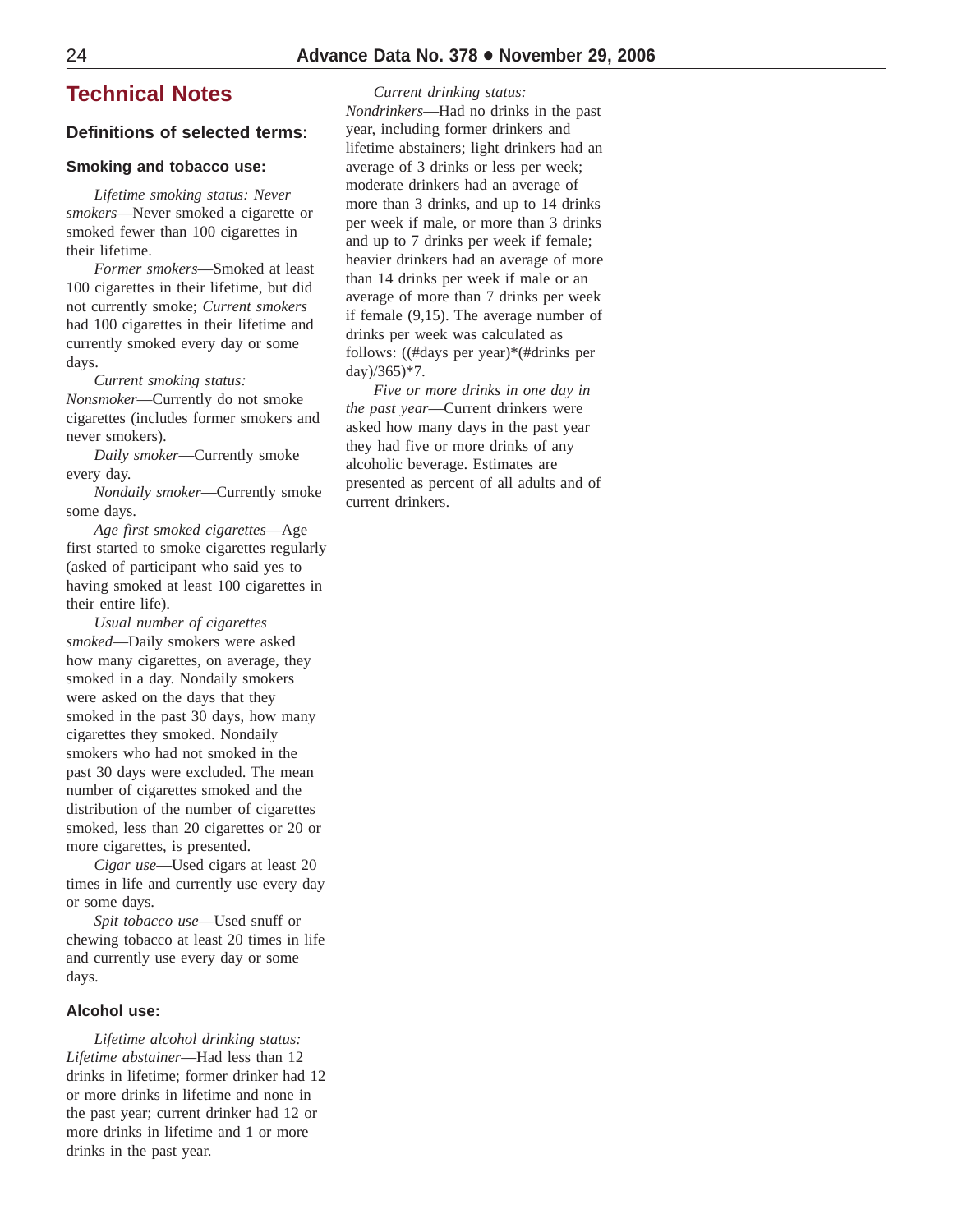# Technical Notes

## Definitions of selected terms:

### Smoking and tobacco use:

*Lifetime smoking status: Never smokers*—Never smoked a cigarette or smoked fewer than 100 cigarettes in their lifetime.

*Former smokers*—Smoked at least 100 cigarettes in their lifetime, but did not currently smoke; *Current smokers* had 100 cigarettes in their lifetime and currently smoked every day or some days.

*Current smoking status: Nonsmoker*—Currently do not smoke cigarettes (includes former smokers and never smokers).

*Daily smoker*—Currently smoke every day.

*Nondaily smoker*—Currently smoke some days.

*Age first smoked cigarettes*—Age first started to smoke cigarettes regularly (asked of participant who said yes to having smoked at least 100 cigarettes in their entire life).

*Usual number of cigarettes smoked*—Daily smokers were asked how many cigarettes, on average, they smoked in a day. Nondaily smokers were asked on the days that they smoked in the past 30 days, how many cigarettes they smoked. Nondaily smokers who had not smoked in the past 30 days were excluded. The mean number of cigarettes smoked and the distribution of the number of cigarettes smoked, less than 20 cigarettes or 20 or more cigarettes, is presented.

*Cigar use*—Used cigars at least 20 times in life and currently use every day or some days.

*Spit tobacco use*—Used snuff or chewing tobacco at least 20 times in life and currently use every day or some days.

### Alcohol use:

*Lifetime alcohol drinking status: Lifetime abstainer*—Had less than 12 drinks in lifetime; former drinker had 12 or more drinks in lifetime and none in the past year; current drinker had 12 or more drinks in lifetime and 1 or more drinks in the past year.

*Current drinking status: Nondrinkers*—Had no drinks in the past year, including former drinkers and lifetime abstainers; light drinkers had an average of 3 drinks or less per week; moderate drinkers had an average of more than 3 drinks, and up to 14 drinks per week if male, or more than 3 drinks and up to 7 drinks per week if female; heavier drinkers had an average of more than 14 drinks per week if male or an average of more than 7 drinks per week if female (9,15). The average number of drinks per week was calculated as follows: ((#days per year)*(#drinks per day)/365)*7.

*Five or more drinks in one day in the past year*—Current drinkers were asked how many days in the past year they had five or more drinks of any alcoholic beverage. Estimates are presented as percent of all adults and of current drinkers.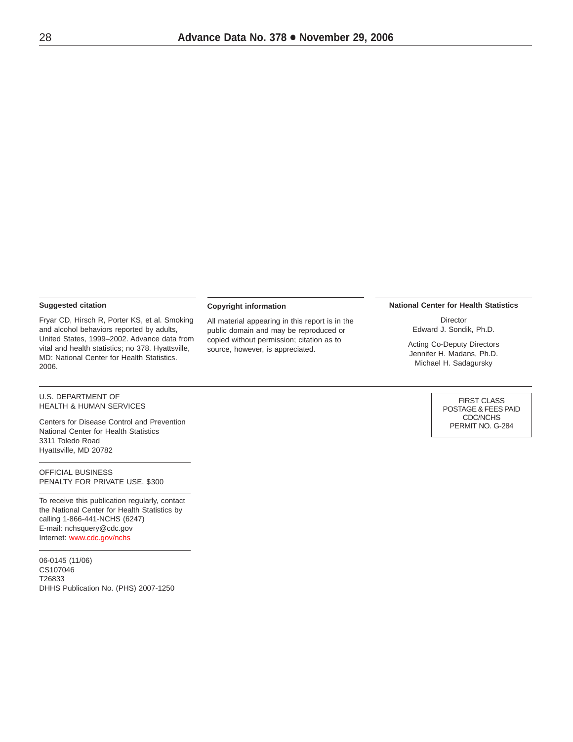**Suggested citation**

Fryar CD, Hirsch R, Porter KS, et al. Smoking and alcohol behaviors reported by adults, United States, 1999–2002. Advance data from vital and health statistics; no 378. Hyattsville, MD: National Center for Health Statistics. 2006.

**Copyright information**

All material appearing in this report is in the public domain and may be reproduced or copied without permission; citation as to source, however, is appreciated.

**National Center for Health Statistics**

Director
Edward J. Sondik, Ph.D.

Acting Co-Deputy Directors
Jennifer H. Madans, Ph.D.
Michael H. Sadagursky

U.S. DEPARTMENT OF
HEALTH & HUMAN SERVICES

Centers for Disease Control and Prevention
National Center for Health Statistics
3311 Toledo Road
Hyattsville, MD 20782

OFFICIAL BUSINESS
PENALTY FOR PRIVATE USE, $300

To receive this publication regularly, contact the National Center for Health Statistics by calling 1-866-441-NCHS (6247)
E-mail: nchsquery@cdc.gov
Internet: www.cdc.gov/nchs

06-0145 (11/06)
CS107046
T26833
DHHS Publication No. (PHS) 2007-1250

FIRST CLASS
POSTAGE & FEES PAID
CDC/NCHS
PERMIT NO. G-284